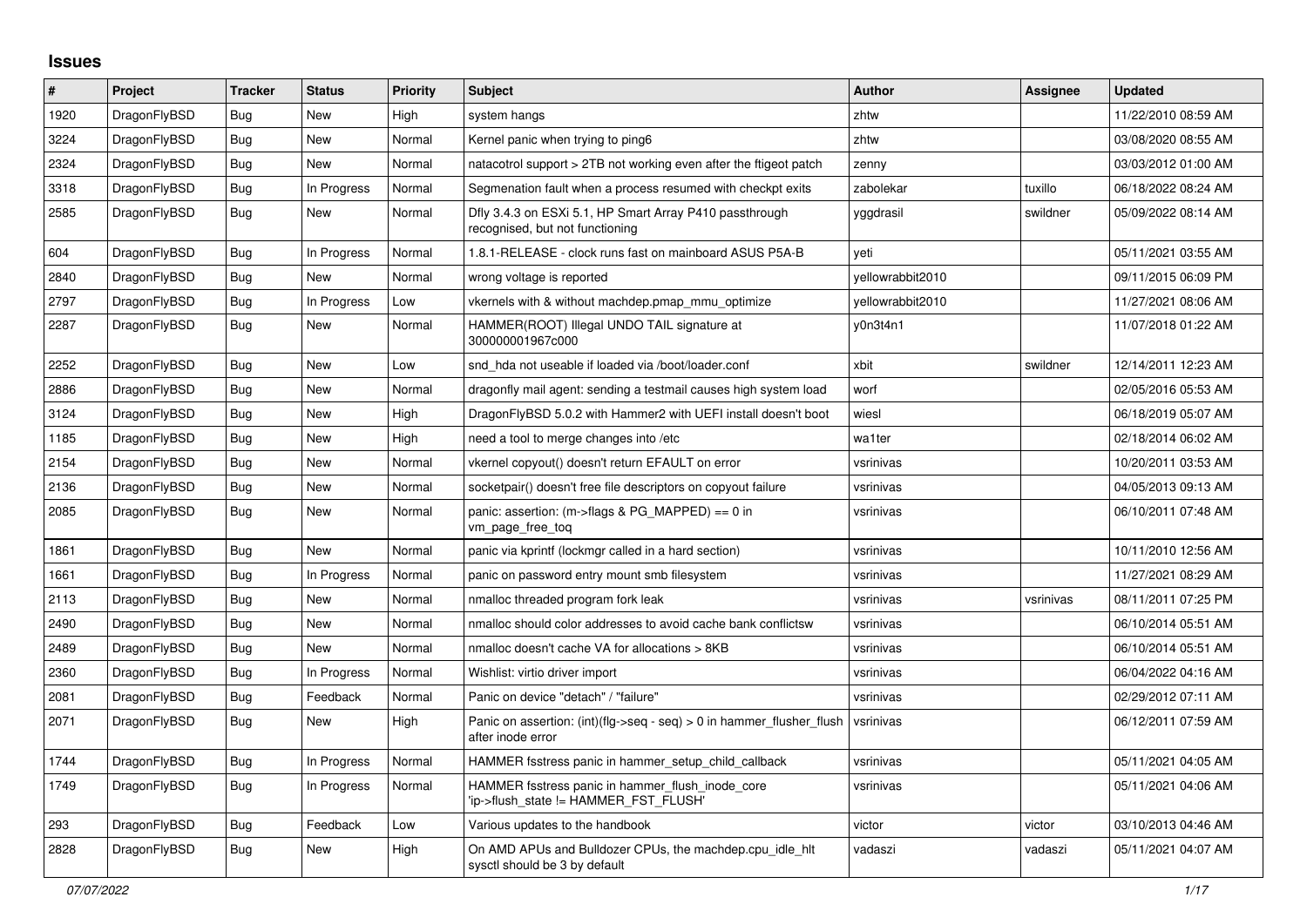## Issues

| # | Project | Tracker | Status | Priority | Subject | Author | Assignee | Updated |
|---|---|---|---|---|---|---|---|---|
| 1920 | DragonFlyBSD | Bug | New | High | system hangs | zhtw | | 11/22/2010 08:59 AM |
| 3224 | DragonFlyBSD | Bug | New | Normal | Kernel panic when trying to ping6 | zhtw | | 03/08/2020 08:55 AM |
| 2324 | DragonFlyBSD | Bug | New | Normal | natacotrol support > 2TB not working even after the ftigeot patch | zenny | | 03/03/2012 01:00 AM |
| 3318 | DragonFlyBSD | Bug | In Progress | Normal | Segmenation fault when a process resumed with checkpt exits | zabolekar | tuxillo | 06/18/2022 08:24 AM |
| 2585 | DragonFlyBSD | Bug | New | Normal | Dfly 3.4.3 on ESXi 5.1, HP Smart Array P410 passthrough recognised, but not functioning | yggdrasil | swildner | 05/09/2022 08:14 AM |
| 604 | DragonFlyBSD | Bug | In Progress | Normal | 1.8.1-RELEASE - clock runs fast on mainboard ASUS P5A-B | yeti | | 05/11/2021 03:55 AM |
| 2840 | DragonFlyBSD | Bug | New | Normal | wrong voltage is reported | yellowrabbit2010 | | 09/11/2015 06:09 PM |
| 2797 | DragonFlyBSD | Bug | In Progress | Low | vkernels with & without machdep.pmap_mmu_optimize | yellowrabbit2010 | | 11/27/2021 08:06 AM |
| 2287 | DragonFlyBSD | Bug | New | Normal | HAMMER(ROOT) Illegal UNDO TAIL signature at 300000001967c000 | y0n3t4n1 | | 11/07/2018 01:22 AM |
| 2252 | DragonFlyBSD | Bug | New | Low | snd_hda not useable if loaded via /boot/loader.conf | xbit | swildner | 12/14/2011 12:23 AM |
| 2886 | DragonFlyBSD | Bug | New | Normal | dragonfly mail agent: sending a testmail causes high system load | worf | | 02/05/2016 05:53 AM |
| 3124 | DragonFlyBSD | Bug | New | High | DragonFlyBSD 5.0.2 with Hammer2 with UEFI install doesn't boot | wiesl | | 06/18/2019 05:07 AM |
| 1185 | DragonFlyBSD | Bug | New | High | need a tool to merge changes into /etc | wa1ter | | 02/18/2014 06:02 AM |
| 2154 | DragonFlyBSD | Bug | New | Normal | vkernel copyout() doesn't return EFAULT on error | vsrinivas | | 10/20/2011 03:53 AM |
| 2136 | DragonFlyBSD | Bug | New | Normal | socketpair() doesn't free file descriptors on copyout failure | vsrinivas | | 04/05/2013 09:13 AM |
| 2085 | DragonFlyBSD | Bug | New | Normal | panic: assertion: (m->flags & PG_MAPPED) == 0 in vm_page_free_toq | vsrinivas | | 06/10/2011 07:48 AM |
| 1861 | DragonFlyBSD | Bug | New | Normal | panic via kprintf (lockmgr called in a hard section) | vsrinivas | | 10/11/2010 12:56 AM |
| 1661 | DragonFlyBSD | Bug | In Progress | Normal | panic on password entry mount smb filesystem | vsrinivas | | 11/27/2021 08:29 AM |
| 2113 | DragonFlyBSD | Bug | New | Normal | nmalloc threaded program fork leak | vsrinivas | vsrinivas | 08/11/2011 07:25 PM |
| 2490 | DragonFlyBSD | Bug | New | Normal | nmalloc should color addresses to avoid cache bank conflictsw | vsrinivas | | 06/10/2014 05:51 AM |
| 2489 | DragonFlyBSD | Bug | New | Normal | nmalloc doesn't cache VA for allocations > 8KB | vsrinivas | | 06/10/2014 05:51 AM |
| 2360 | DragonFlyBSD | Bug | In Progress | Normal | Wishlist: virtio driver import | vsrinivas | | 06/04/2022 04:16 AM |
| 2081 | DragonFlyBSD | Bug | Feedback | Normal | Panic on device "detach" / "failure" | vsrinivas | | 02/29/2012 07:11 AM |
| 2071 | DragonFlyBSD | Bug | New | High | Panic on assertion: (int)(flg->seq - seq) > 0 in hammer_flusher_flush after inode error | vsrinivas | | 06/12/2011 07:59 AM |
| 1744 | DragonFlyBSD | Bug | In Progress | Normal | HAMMER fsstress panic in hammer_setup_child_callback | vsrinivas | | 05/11/2021 04:05 AM |
| 1749 | DragonFlyBSD | Bug | In Progress | Normal | HAMMER fsstress panic in hammer_flush_inode_core 'ip->flush_state != HAMMER_FST_FLUSH' | vsrinivas | | 05/11/2021 04:06 AM |
| 293 | DragonFlyBSD | Bug | Feedback | Low | Various updates to the handbook | victor | victor | 03/10/2013 04:46 AM |
| 2828 | DragonFlyBSD | Bug | New | High | On AMD APUs and Bulldozer CPUs, the machdep.cpu_idle_hlt sysctl should be 3 by default | vadaszi | vadaszi | 05/11/2021 04:07 AM |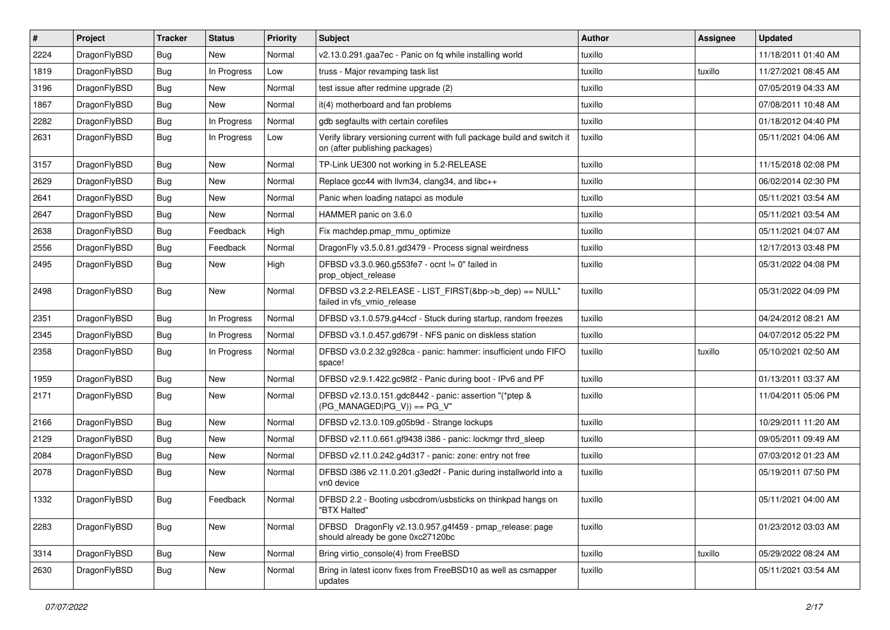| # | Project | Tracker | Status | Priority | Subject | Author | Assignee | Updated |
|---|---|---|---|---|---|---|---|---|
| 2224 | DragonFlyBSD | Bug | New | Normal | v2.13.0.291.gaa7ec - Panic on fq while installing world | tuxillo | | 11/18/2011 01:40 AM |
| 1819 | DragonFlyBSD | Bug | In Progress | Low | truss - Major revamping task list | tuxillo | tuxillo | 11/27/2021 08:45 AM |
| 3196 | DragonFlyBSD | Bug | New | Normal | test issue after redmine upgrade (2) | tuxillo | | 07/05/2019 04:33 AM |
| 1867 | DragonFlyBSD | Bug | New | Normal | it(4) motherboard and fan problems | tuxillo | | 07/08/2011 10:48 AM |
| 2282 | DragonFlyBSD | Bug | In Progress | Normal | gdb segfaults with certain corefiles | tuxillo | | 01/18/2012 04:40 PM |
| 2631 | DragonFlyBSD | Bug | In Progress | Low | Verify library versioning current with full package build and switch it on (after publishing packages) | tuxillo | | 05/11/2021 04:06 AM |
| 3157 | DragonFlyBSD | Bug | New | Normal | TP-Link UE300 not working in 5.2-RELEASE | tuxillo | | 11/15/2018 02:08 PM |
| 2629 | DragonFlyBSD | Bug | New | Normal | Replace gcc44 with llvm34, clang34, and libc++ | tuxillo | | 06/02/2014 02:30 PM |
| 2641 | DragonFlyBSD | Bug | New | Normal | Panic when loading natapci as module | tuxillo | | 05/11/2021 03:54 AM |
| 2647 | DragonFlyBSD | Bug | New | Normal | HAMMER panic on 3.6.0 | tuxillo | | 05/11/2021 03:54 AM |
| 2638 | DragonFlyBSD | Bug | Feedback | High | Fix machdep.pmap_mmu_optimize | tuxillo | | 05/11/2021 04:07 AM |
| 2556 | DragonFlyBSD | Bug | Feedback | Normal | DragonFly v3.5.0.81.gd3479 - Process signal weirdness | tuxillo | | 12/17/2013 03:48 PM |
| 2495 | DragonFlyBSD | Bug | New | High | DFBSD v3.3.0.960.g553fe7 - ocnt != 0" failed in prop_object_release | tuxillo | | 05/31/2022 04:08 PM |
| 2498 | DragonFlyBSD | Bug | New | Normal | DFBSD v3.2.2-RELEASE - LIST_FIRST(&bp->b_dep) == NULL" failed in vfs_vmio_release | tuxillo | | 05/31/2022 04:09 PM |
| 2351 | DragonFlyBSD | Bug | In Progress | Normal | DFBSD v3.1.0.579.g44ccf - Stuck during startup, random freezes | tuxillo | | 04/24/2012 08:21 AM |
| 2345 | DragonFlyBSD | Bug | In Progress | Normal | DFBSD v3.1.0.457.gd679f - NFS panic on diskless station | tuxillo | | 04/07/2012 05:22 PM |
| 2358 | DragonFlyBSD | Bug | In Progress | Normal | DFBSD v3.0.2.32.g928ca - panic: hammer: insufficient undo FIFO space! | tuxillo | tuxillo | 05/10/2021 02:50 AM |
| 1959 | DragonFlyBSD | Bug | New | Normal | DFBSD v2.9.1.422.gc98f2 - Panic during boot - IPv6 and PF | tuxillo | | 01/13/2011 03:37 AM |
| 2171 | DragonFlyBSD | Bug | New | Normal | DFBSD v2.13.0.151.gdc8442 - panic: assertion "(*ptep & (PG_MANAGED\|PG_V)) == PG_V" | tuxillo | | 11/04/2011 05:06 PM |
| 2166 | DragonFlyBSD | Bug | New | Normal | DFBSD v2.13.0.109.g05b9d - Strange lockups | tuxillo | | 10/29/2011 11:20 AM |
| 2129 | DragonFlyBSD | Bug | New | Normal | DFBSD v2.11.0.661.gf9438 i386 - panic: lockmgr thrd_sleep | tuxillo | | 09/05/2011 09:49 AM |
| 2084 | DragonFlyBSD | Bug | New | Normal | DFBSD v2.11.0.242.g4d317 - panic: zone: entry not free | tuxillo | | 07/03/2012 01:23 AM |
| 2078 | DragonFlyBSD | Bug | New | Normal | DFBSD i386 v2.11.0.201.g3ed2f - Panic during installworld into a vn0 device | tuxillo | | 05/19/2011 07:50 PM |
| 1332 | DragonFlyBSD | Bug | Feedback | Normal | DFBSD 2.2 - Booting usbcdrom/usbsticks on thinkpad hangs on "BTX Halted" | tuxillo | | 05/11/2021 04:00 AM |
| 2283 | DragonFlyBSD | Bug | New | Normal | DFBSD DragonFly v2.13.0.957.g4f459 - pmap_release: page should already be gone 0xc27120bc | tuxillo | | 01/23/2012 03:03 AM |
| 3314 | DragonFlyBSD | Bug | New | Normal | Bring virtio_console(4) from FreeBSD | tuxillo | tuxillo | 05/29/2022 08:24 AM |
| 2630 | DragonFlyBSD | Bug | New | Normal | Bring in latest iconv fixes from FreeBSD10 as well as csmapper updates | tuxillo | | 05/11/2021 03:54 AM |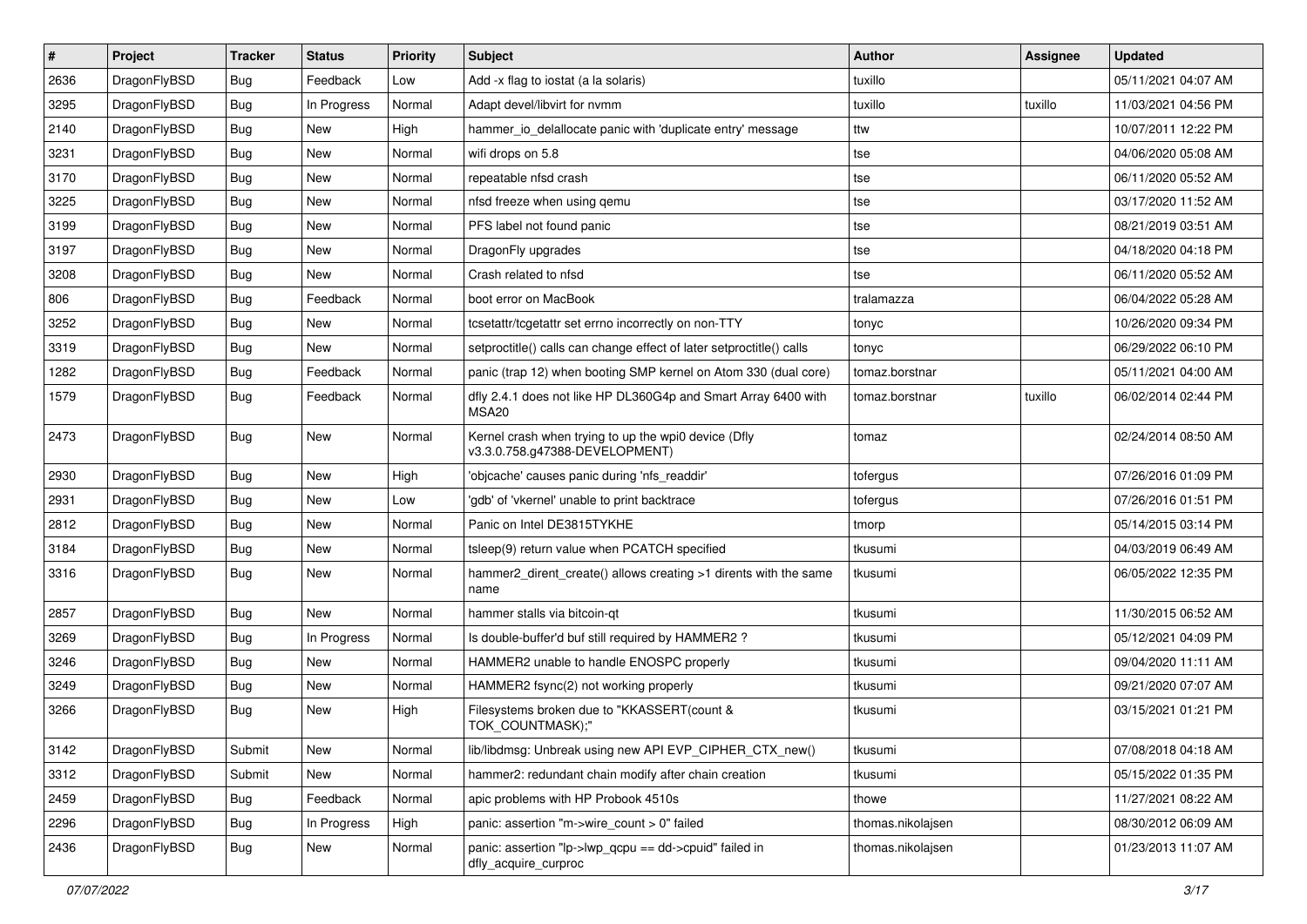| # | Project | Tracker | Status | Priority | Subject | Author | Assignee | Updated |
|---|---|---|---|---|---|---|---|---|
| 2636 | DragonFlyBSD | Bug | Feedback | Low | Add -x flag to iostat (a la solaris) | tuxillo | | 05/11/2021 04:07 AM |
| 3295 | DragonFlyBSD | Bug | In Progress | Normal | Adapt devel/libvirt for nvmm | tuxillo | tuxillo | 11/03/2021 04:56 PM |
| 2140 | DragonFlyBSD | Bug | New | High | hammer_io_delallocate panic with 'duplicate entry' message | ttw | | 10/07/2011 12:22 PM |
| 3231 | DragonFlyBSD | Bug | New | Normal | wifi drops on 5.8 | tse | | 04/06/2020 05:08 AM |
| 3170 | DragonFlyBSD | Bug | New | Normal | repeatable nfsd crash | tse | | 06/11/2020 05:52 AM |
| 3225 | DragonFlyBSD | Bug | New | Normal | nfsd freeze when using qemu | tse | | 03/17/2020 11:52 AM |
| 3199 | DragonFlyBSD | Bug | New | Normal | PFS label not found panic | tse | | 08/21/2019 03:51 AM |
| 3197 | DragonFlyBSD | Bug | New | Normal | DragonFly upgrades | tse | | 04/18/2020 04:18 PM |
| 3208 | DragonFlyBSD | Bug | New | Normal | Crash related to nfsd | tse | | 06/11/2020 05:52 AM |
| 806 | DragonFlyBSD | Bug | Feedback | Normal | boot error on MacBook | tralamazza | | 06/04/2022 05:28 AM |
| 3252 | DragonFlyBSD | Bug | New | Normal | tcsetattr/tcgetattr set errno incorrectly on non-TTY | tonyc | | 10/26/2020 09:34 PM |
| 3319 | DragonFlyBSD | Bug | New | Normal | setproctitle() calls can change effect of later setproctitle() calls | tonyc | | 06/29/2022 06:10 PM |
| 1282 | DragonFlyBSD | Bug | Feedback | Normal | panic (trap 12) when booting SMP kernel on Atom 330 (dual core) | tomaz.borstnar | | 05/11/2021 04:00 AM |
| 1579 | DragonFlyBSD | Bug | Feedback | Normal | dfly 2.4.1 does not like HP DL360G4p and Smart Array 6400 with MSA20 | tomaz.borstnar | tuxillo | 06/02/2014 02:44 PM |
| 2473 | DragonFlyBSD | Bug | New | Normal | Kernel crash when trying to up the wpi0 device (Dfly v3.3.0.758.g47388-DEVELOPMENT) | tomaz | | 02/24/2014 08:50 AM |
| 2930 | DragonFlyBSD | Bug | New | High | 'objcache' causes panic during 'nfs_readdir' | tofergus | | 07/26/2016 01:09 PM |
| 2931 | DragonFlyBSD | Bug | New | Low | 'gdb' of 'vkernel' unable to print backtrace | tofergus | | 07/26/2016 01:51 PM |
| 2812 | DragonFlyBSD | Bug | New | Normal | Panic on Intel DE3815TYKHE | tmorp | | 05/14/2015 03:14 PM |
| 3184 | DragonFlyBSD | Bug | New | Normal | tsleep(9) return value when PCATCH specified | tkusumi | | 04/03/2019 06:49 AM |
| 3316 | DragonFlyBSD | Bug | New | Normal | hammer2_dirent_create() allows creating >1 dirents with the same name | tkusumi | | 06/05/2022 12:35 PM |
| 2857 | DragonFlyBSD | Bug | New | Normal | hammer stalls via bitcoin-qt | tkusumi | | 11/30/2015 06:52 AM |
| 3269 | DragonFlyBSD | Bug | In Progress | Normal | Is double-buffer'd buf still required by HAMMER2 ? | tkusumi | | 05/12/2021 04:09 PM |
| 3246 | DragonFlyBSD | Bug | New | Normal | HAMMER2 unable to handle ENOSPC properly | tkusumi | | 09/04/2020 11:11 AM |
| 3249 | DragonFlyBSD | Bug | New | Normal | HAMMER2 fsync(2) not working properly | tkusumi | | 09/21/2020 07:07 AM |
| 3266 | DragonFlyBSD | Bug | New | High | Filesystems broken due to "KKASSERT(count & TOK_COUNTMASK);" | tkusumi | | 03/15/2021 01:21 PM |
| 3142 | DragonFlyBSD | Submit | New | Normal | lib/libdmsg: Unbreak using new API EVP_CIPHER_CTX_new() | tkusumi | | 07/08/2018 04:18 AM |
| 3312 | DragonFlyBSD | Submit | New | Normal | hammer2: redundant chain modify after chain creation | tkusumi | | 05/15/2022 01:35 PM |
| 2459 | DragonFlyBSD | Bug | Feedback | Normal | apic problems with HP Probook 4510s | thowe | | 11/27/2021 08:22 AM |
| 2296 | DragonFlyBSD | Bug | In Progress | High | panic: assertion "m->wire_count > 0" failed | thomas.nikolajsen | | 08/30/2012 06:09 AM |
| 2436 | DragonFlyBSD | Bug | New | Normal | panic: assertion "lp->lwp_qcpu == dd->cpuid" failed in dfly_acquire_curproc | thomas.nikolajsen | | 01/23/2013 11:07 AM |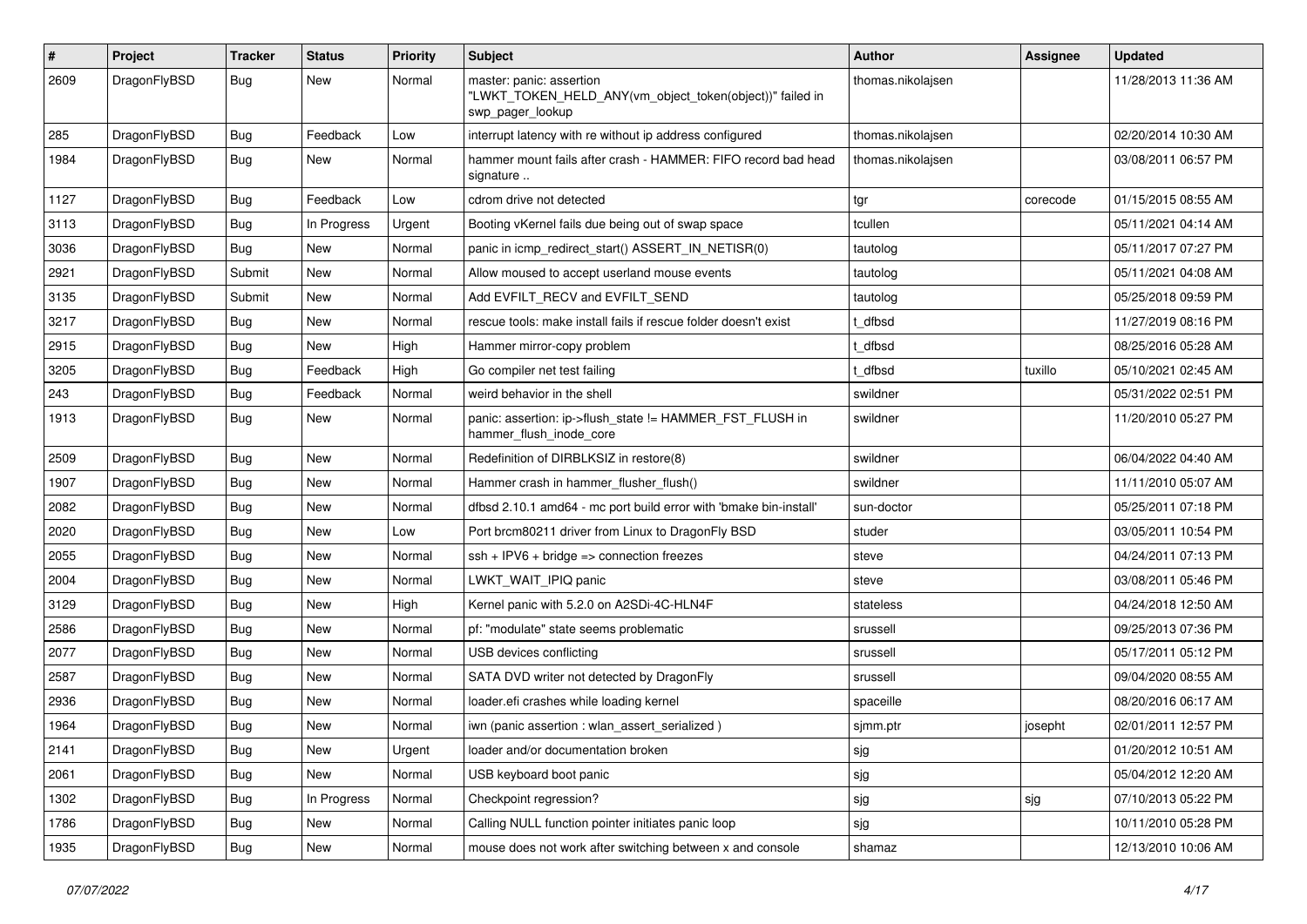| # | Project | Tracker | Status | Priority | Subject | Author | Assignee | Updated |
|---|---|---|---|---|---|---|---|---|
| 2609 | DragonFlyBSD | Bug | New | Normal | master: panic: assertion "LWKT_TOKEN_HELD_ANY(vm_object_token(object))" failed in swp_pager_lookup | thomas.nikolajsen | | 11/28/2013 11:36 AM |
| 285 | DragonFlyBSD | Bug | Feedback | Low | interrupt latency with re without ip address configured | thomas.nikolajsen | | 02/20/2014 10:30 AM |
| 1984 | DragonFlyBSD | Bug | New | Normal | hammer mount fails after crash - HAMMER: FIFO record bad head signature .. | thomas.nikolajsen | | 03/08/2011 06:57 PM |
| 1127 | DragonFlyBSD | Bug | Feedback | Low | cdrom drive not detected | tgr | corecode | 01/15/2015 08:55 AM |
| 3113 | DragonFlyBSD | Bug | In Progress | Urgent | Booting vKernel fails due being out of swap space | tcullen | | 05/11/2021 04:14 AM |
| 3036 | DragonFlyBSD | Bug | New | Normal | panic in icmp_redirect_start() ASSERT_IN_NETISR(0) | tautolog | | 05/11/2017 07:27 PM |
| 2921 | DragonFlyBSD | Submit | New | Normal | Allow moused to accept userland mouse events | tautolog | | 05/11/2021 04:08 AM |
| 3135 | DragonFlyBSD | Submit | New | Normal | Add EVFILT_RECV and EVFILT_SEND | tautolog | | 05/25/2018 09:59 PM |
| 3217 | DragonFlyBSD | Bug | New | Normal | rescue tools: make install fails if rescue folder doesn't exist | t_dfbsd | | 11/27/2019 08:16 PM |
| 2915 | DragonFlyBSD | Bug | New | High | Hammer mirror-copy problem | t_dfbsd | | 08/25/2016 05:28 AM |
| 3205 | DragonFlyBSD | Bug | Feedback | High | Go compiler net test failing | t_dfbsd | tuxillo | 05/10/2021 02:45 AM |
| 243 | DragonFlyBSD | Bug | Feedback | Normal | weird behavior in the shell | swildner | | 05/31/2022 02:51 PM |
| 1913 | DragonFlyBSD | Bug | New | Normal | panic: assertion: ip->flush_state != HAMMER_FST_FLUSH in hammer_flush_inode_core | swildner | | 11/20/2010 05:27 PM |
| 2509 | DragonFlyBSD | Bug | New | Normal | Redefinition of DIRBLKSIZ in restore(8) | swildner | | 06/04/2022 04:40 AM |
| 1907 | DragonFlyBSD | Bug | New | Normal | Hammer crash in hammer_flusher_flush() | swildner | | 11/11/2010 05:07 AM |
| 2082 | DragonFlyBSD | Bug | New | Normal | dfbsd 2.10.1 amd64 - mc port build error with 'bmake bin-install' | sun-doctor | | 05/25/2011 07:18 PM |
| 2020 | DragonFlyBSD | Bug | New | Low | Port brcm80211 driver from Linux to DragonFly BSD | studer | | 03/05/2011 10:54 PM |
| 2055 | DragonFlyBSD | Bug | New | Normal | ssh + IPV6 + bridge => connection freezes | steve | | 04/24/2011 07:13 PM |
| 2004 | DragonFlyBSD | Bug | New | Normal | LWKT_WAIT_IPIQ panic | steve | | 03/08/2011 05:46 PM |
| 3129 | DragonFlyBSD | Bug | New | High | Kernel panic with 5.2.0 on A2SDi-4C-HLN4F | stateless | | 04/24/2018 12:50 AM |
| 2586 | DragonFlyBSD | Bug | New | Normal | pf: "modulate" state seems problematic | srussell | | 09/25/2013 07:36 PM |
| 2077 | DragonFlyBSD | Bug | New | Normal | USB devices conflicting | srussell | | 05/17/2011 05:12 PM |
| 2587 | DragonFlyBSD | Bug | New | Normal | SATA DVD writer not detected by DragonFly | srussell | | 09/04/2020 08:55 AM |
| 2936 | DragonFlyBSD | Bug | New | Normal | loader.efi crashes while loading kernel | spaceille | | 08/20/2016 06:17 AM |
| 1964 | DragonFlyBSD | Bug | New | Normal | iwn (panic assertion : wlan_assert_serialized ) | sjmm.ptr | josepht | 02/01/2011 12:57 PM |
| 2141 | DragonFlyBSD | Bug | New | Urgent | loader and/or documentation broken | sjg | | 01/20/2012 10:51 AM |
| 2061 | DragonFlyBSD | Bug | New | Normal | USB keyboard boot panic | sjg | | 05/04/2012 12:20 AM |
| 1302 | DragonFlyBSD | Bug | In Progress | Normal | Checkpoint regression? | sjg | sjg | 07/10/2013 05:22 PM |
| 1786 | DragonFlyBSD | Bug | New | Normal | Calling NULL function pointer initiates panic loop | sjg | | 10/11/2010 05:28 PM |
| 1935 | DragonFlyBSD | Bug | New | Normal | mouse does not work after switching between x and console | shamaz | | 12/13/2010 10:06 AM |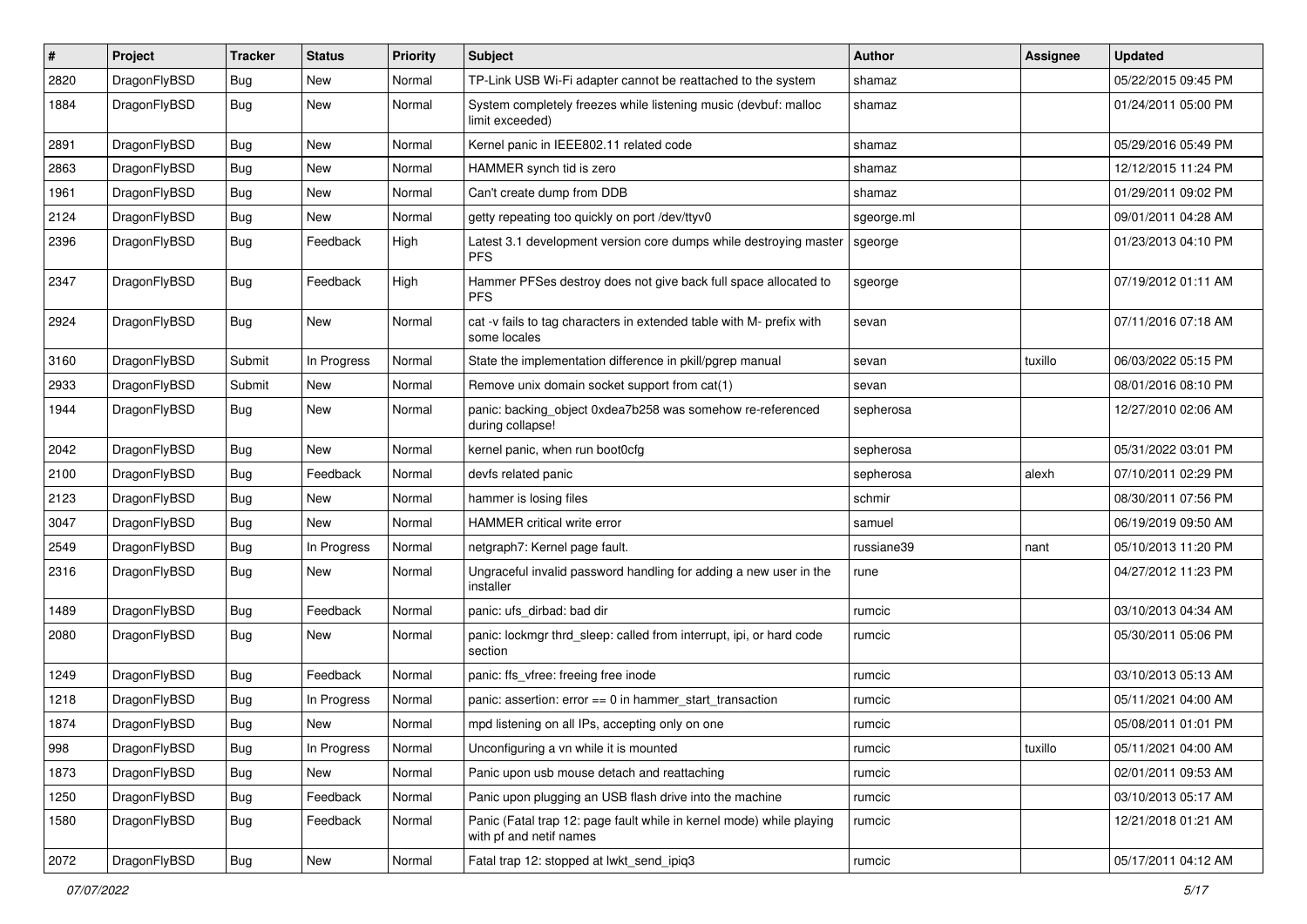| # | Project | Tracker | Status | Priority | Subject | Author | Assignee | Updated |
|---|---|---|---|---|---|---|---|---|
| 2820 | DragonFlyBSD | Bug | New | Normal | TP-Link USB Wi-Fi adapter cannot be reattached to the system | shamaz | | 05/22/2015 09:45 PM |
| 1884 | DragonFlyBSD | Bug | New | Normal | System completely freezes while listening music (devbuf: malloc limit exceeded) | shamaz | | 01/24/2011 05:00 PM |
| 2891 | DragonFlyBSD | Bug | New | Normal | Kernel panic in IEEE802.11 related code | shamaz | | 05/29/2016 05:49 PM |
| 2863 | DragonFlyBSD | Bug | New | Normal | HAMMER synch tid is zero | shamaz | | 12/12/2015 11:24 PM |
| 1961 | DragonFlyBSD | Bug | New | Normal | Can't create dump from DDB | shamaz | | 01/29/2011 09:02 PM |
| 2124 | DragonFlyBSD | Bug | New | Normal | getty repeating too quickly on port /dev/ttyv0 | sgeorge.ml | | 09/01/2011 04:28 AM |
| 2396 | DragonFlyBSD | Bug | Feedback | High | Latest 3.1 development version core dumps while destroying master PFS | sgeorge | | 01/23/2013 04:10 PM |
| 2347 | DragonFlyBSD | Bug | Feedback | High | Hammer PFSes destroy does not give back full space allocated to PFS | sgeorge | | 07/19/2012 01:11 AM |
| 2924 | DragonFlyBSD | Bug | New | Normal | cat -v fails to tag characters in extended table with M- prefix with some locales | sevan | | 07/11/2016 07:18 AM |
| 3160 | DragonFlyBSD | Submit | In Progress | Normal | State the implementation difference in pkill/pgrep manual | sevan | tuxillo | 06/03/2022 05:15 PM |
| 2933 | DragonFlyBSD | Submit | New | Normal | Remove unix domain socket support from cat(1) | sevan | | 08/01/2016 08:10 PM |
| 1944 | DragonFlyBSD | Bug | New | Normal | panic: backing_object 0xdea7b258 was somehow re-referenced during collapse! | sepherosa | | 12/27/2010 02:06 AM |
| 2042 | DragonFlyBSD | Bug | New | Normal | kernel panic, when run boot0cfg | sepherosa | | 05/31/2022 03:01 PM |
| 2100 | DragonFlyBSD | Bug | Feedback | Normal | devfs related panic | sepherosa | alexh | 07/10/2011 02:29 PM |
| 2123 | DragonFlyBSD | Bug | New | Normal | hammer is losing files | schmir | | 08/30/2011 07:56 PM |
| 3047 | DragonFlyBSD | Bug | New | Normal | HAMMER critical write error | samuel | | 06/19/2019 09:50 AM |
| 2549 | DragonFlyBSD | Bug | In Progress | Normal | netgraph7: Kernel page fault. | russiane39 | nant | 05/10/2013 11:20 PM |
| 2316 | DragonFlyBSD | Bug | New | Normal | Ungraceful invalid password handling for adding a new user in the installer | rune | | 04/27/2012 11:23 PM |
| 1489 | DragonFlyBSD | Bug | Feedback | Normal | panic: ufs_dirbad: bad dir | rumcic | | 03/10/2013 04:34 AM |
| 2080 | DragonFlyBSD | Bug | New | Normal | panic: lockmgr thrd_sleep: called from interrupt, ipi, or hard code section | rumcic | | 05/30/2011 05:06 PM |
| 1249 | DragonFlyBSD | Bug | Feedback | Normal | panic: ffs_vfree: freeing free inode | rumcic | | 03/10/2013 05:13 AM |
| 1218 | DragonFlyBSD | Bug | In Progress | Normal | panic: assertion: error == 0 in hammer_start_transaction | rumcic | | 05/11/2021 04:00 AM |
| 1874 | DragonFlyBSD | Bug | New | Normal | mpd listening on all IPs, accepting only on one | rumcic | | 05/08/2011 01:01 PM |
| 998 | DragonFlyBSD | Bug | In Progress | Normal | Unconfiguring a vn while it is mounted | rumcic | tuxillo | 05/11/2021 04:00 AM |
| 1873 | DragonFlyBSD | Bug | New | Normal | Panic upon usb mouse detach and reattaching | rumcic | | 02/01/2011 09:53 AM |
| 1250 | DragonFlyBSD | Bug | Feedback | Normal | Panic upon plugging an USB flash drive into the machine | rumcic | | 03/10/2013 05:17 AM |
| 1580 | DragonFlyBSD | Bug | Feedback | Normal | Panic (Fatal trap 12: page fault while in kernel mode) while playing with pf and netif names | rumcic | | 12/21/2018 01:21 AM |
| 2072 | DragonFlyBSD | Bug | New | Normal | Fatal trap 12: stopped at lwkt_send_ipiq3 | rumcic | | 05/17/2011 04:12 AM |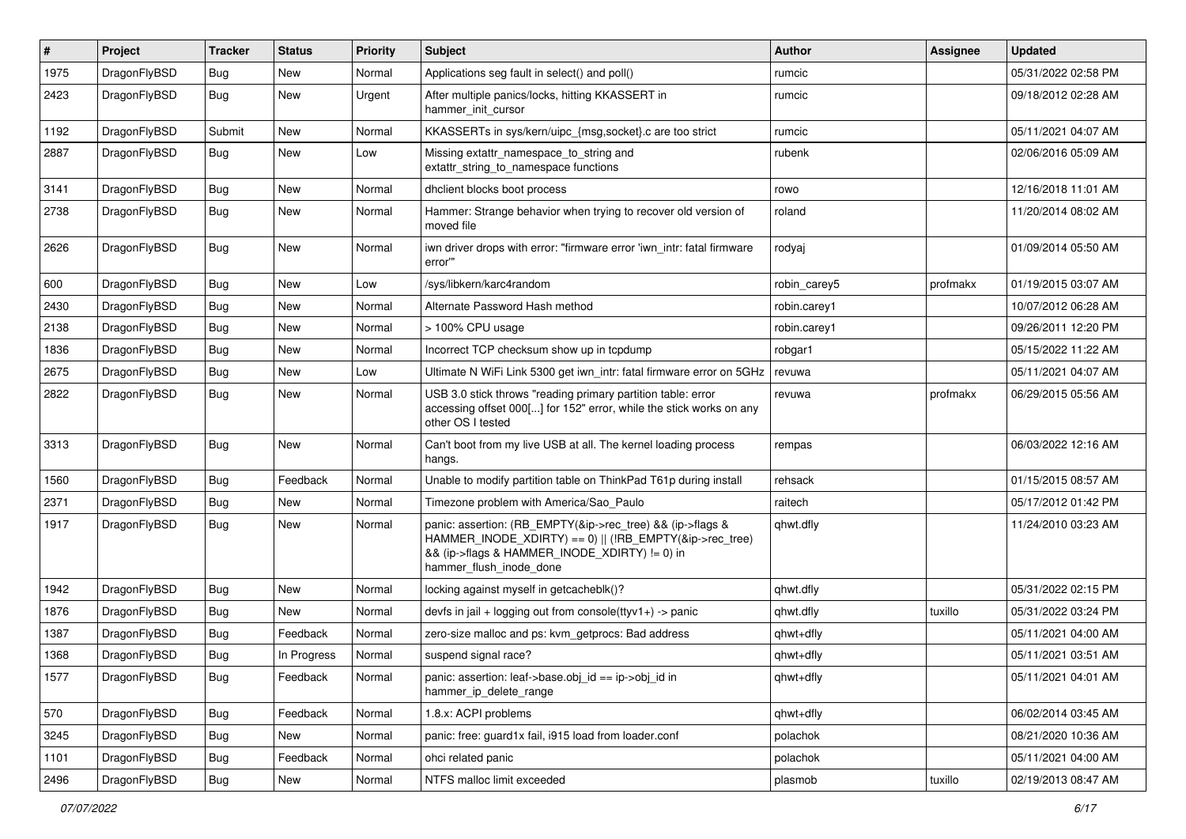| # | Project | Tracker | Status | Priority | Subject | Author | Assignee | Updated |
|---|---|---|---|---|---|---|---|---|
| 1975 | DragonFlyBSD | Bug | New | Normal | Applications seg fault in select() and poll() | rumcic | | 05/31/2022 02:58 PM |
| 2423 | DragonFlyBSD | Bug | New | Urgent | After multiple panics/locks, hitting KKASSERT in hammer_init_cursor | rumcic | | 09/18/2012 02:28 AM |
| 1192 | DragonFlyBSD | Submit | New | Normal | KKASSERTs in sys/kern/uipc_{msg,socket}.c are too strict | rumcic | | 05/11/2021 04:07 AM |
| 2887 | DragonFlyBSD | Bug | New | Low | Missing extattr_namespace_to_string and extattr_string_to_namespace functions | rubenk | | 02/06/2016 05:09 AM |
| 3141 | DragonFlyBSD | Bug | New | Normal | dhclient blocks boot process | rowo | | 12/16/2018 11:01 AM |
| 2738 | DragonFlyBSD | Bug | New | Normal | Hammer: Strange behavior when trying to recover old version of moved file | roland | | 11/20/2014 08:02 AM |
| 2626 | DragonFlyBSD | Bug | New | Normal | iwn driver drops with error: "firmware error 'iwn_intr: fatal firmware error'" | rodyaj | | 01/09/2014 05:50 AM |
| 600 | DragonFlyBSD | Bug | New | Low | /sys/libkern/karc4random | robin_carey5 | profmakx | 01/19/2015 03:07 AM |
| 2430 | DragonFlyBSD | Bug | New | Normal | Alternate Password Hash method | robin.carey1 | | 10/07/2012 06:28 AM |
| 2138 | DragonFlyBSD | Bug | New | Normal | > 100% CPU usage | robin.carey1 | | 09/26/2011 12:20 PM |
| 1836 | DragonFlyBSD | Bug | New | Normal | Incorrect TCP checksum show up in tcpdump | robgar1 | | 05/15/2022 11:22 AM |
| 2675 | DragonFlyBSD | Bug | New | Low | Ultimate N WiFi Link 5300 get iwn_intr: fatal firmware error on 5GHz | revuwa | | 05/11/2021 04:07 AM |
| 2822 | DragonFlyBSD | Bug | New | Normal | USB 3.0 stick throws "reading primary partition table: error accessing offset 000[...] for 152" error, while the stick works on any other OS I tested | revuwa | profmakx | 06/29/2015 05:56 AM |
| 3313 | DragonFlyBSD | Bug | New | Normal | Can't boot from my live USB at all. The kernel loading process hangs. | rempas | | 06/03/2022 12:16 AM |
| 1560 | DragonFlyBSD | Bug | Feedback | Normal | Unable to modify partition table on ThinkPad T61p during install | rehsack | | 01/15/2015 08:57 AM |
| 2371 | DragonFlyBSD | Bug | New | Normal | Timezone problem with America/Sao_Paulo | raitech | | 05/17/2012 01:42 PM |
| 1917 | DragonFlyBSD | Bug | New | Normal | panic: assertion: (RB_EMPTY(&ip->rec_tree) && (ip->flags & HAMMER_INODE_XDIRTY) == 0) \|\| (!RB_EMPTY(&ip->rec_tree) && (ip->flags & HAMMER_INODE_XDIRTY) != 0) in hammer_flush_inode_done | qhwt.dfly | | 11/24/2010 03:23 AM |
| 1942 | DragonFlyBSD | Bug | New | Normal | locking against myself in getcacheblk()? | qhwt.dfly | | 05/31/2022 02:15 PM |
| 1876 | DragonFlyBSD | Bug | New | Normal | devfs in jail + logging out from console(ttyv1+) -> panic | qhwt.dfly | tuxillo | 05/31/2022 03:24 PM |
| 1387 | DragonFlyBSD | Bug | Feedback | Normal | zero-size malloc and ps: kvm_getprocs: Bad address | qhwt+dfly | | 05/11/2021 04:00 AM |
| 1368 | DragonFlyBSD | Bug | In Progress | Normal | suspend signal race? | qhwt+dfly | | 05/11/2021 03:51 AM |
| 1577 | DragonFlyBSD | Bug | Feedback | Normal | panic: assertion: leaf->base.obj_id == ip->obj_id in hammer_ip_delete_range | qhwt+dfly | | 05/11/2021 04:01 AM |
| 570 | DragonFlyBSD | Bug | Feedback | Normal | 1.8.x: ACPI problems | qhwt+dfly | | 06/02/2014 03:45 AM |
| 3245 | DragonFlyBSD | Bug | New | Normal | panic: free: guard1x fail, i915 load from loader.conf | polachok | | 08/21/2020 10:36 AM |
| 1101 | DragonFlyBSD | Bug | Feedback | Normal | ohci related panic | polachok | | 05/11/2021 04:00 AM |
| 2496 | DragonFlyBSD | Bug | New | Normal | NTFS malloc limit exceeded | plasmob | tuxillo | 02/19/2013 08:47 AM |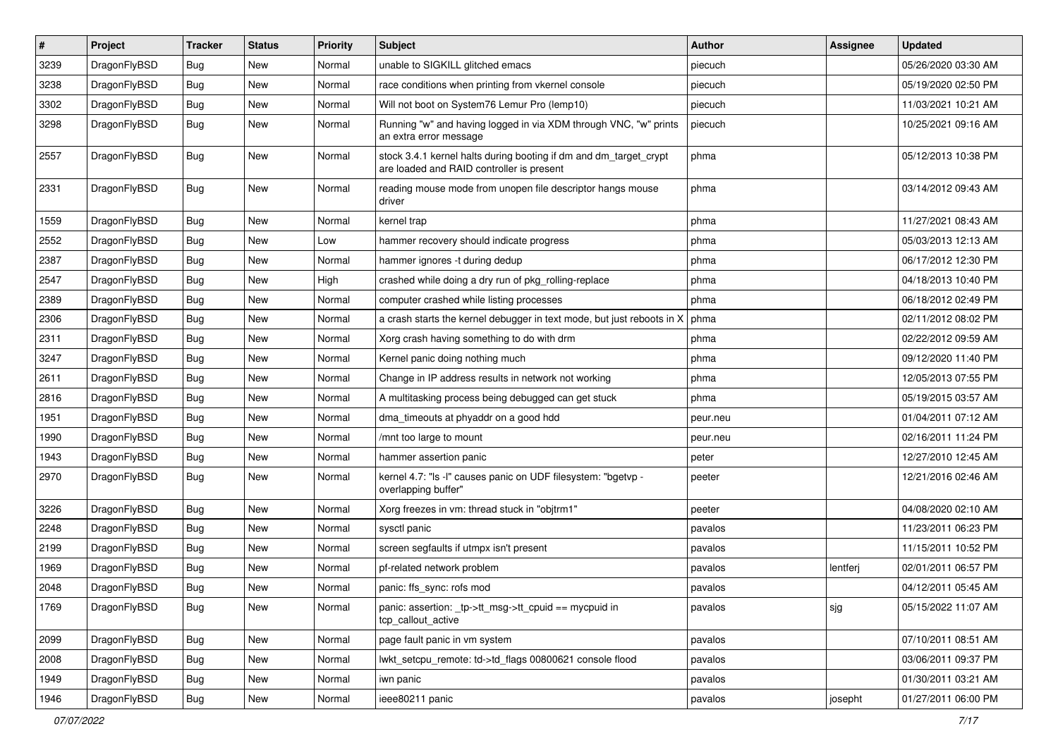| # | Project | Tracker | Status | Priority | Subject | Author | Assignee | Updated |
|---|---|---|---|---|---|---|---|---|
| 3239 | DragonFlyBSD | Bug | New | Normal | unable to SIGKILL glitched emacs | piecuch | | 05/26/2020 03:30 AM |
| 3238 | DragonFlyBSD | Bug | New | Normal | race conditions when printing from vkernel console | piecuch | | 05/19/2020 02:50 PM |
| 3302 | DragonFlyBSD | Bug | New | Normal | Will not boot on System76 Lemur Pro (lemp10) | piecuch | | 11/03/2021 10:21 AM |
| 3298 | DragonFlyBSD | Bug | New | Normal | Running "w" and having logged in via XDM through VNC, "w" prints an extra error message | piecuch | | 10/25/2021 09:16 AM |
| 2557 | DragonFlyBSD | Bug | New | Normal | stock 3.4.1 kernel halts during booting if dm and dm_target_crypt are loaded and RAID controller is present | phma | | 05/12/2013 10:38 PM |
| 2331 | DragonFlyBSD | Bug | New | Normal | reading mouse mode from unopen file descriptor hangs mouse driver | phma | | 03/14/2012 09:43 AM |
| 1559 | DragonFlyBSD | Bug | New | Normal | kernel trap | phma | | 11/27/2021 08:43 AM |
| 2552 | DragonFlyBSD | Bug | New | Low | hammer recovery should indicate progress | phma | | 05/03/2013 12:13 AM |
| 2387 | DragonFlyBSD | Bug | New | Normal | hammer ignores -t during dedup | phma | | 06/17/2012 12:30 PM |
| 2547 | DragonFlyBSD | Bug | New | High | crashed while doing a dry run of pkg_rolling-replace | phma | | 04/18/2013 10:40 PM |
| 2389 | DragonFlyBSD | Bug | New | Normal | computer crashed while listing processes | phma | | 06/18/2012 02:49 PM |
| 2306 | DragonFlyBSD | Bug | New | Normal | a crash starts the kernel debugger in text mode, but just reboots in X | phma | | 02/11/2012 08:02 PM |
| 2311 | DragonFlyBSD | Bug | New | Normal | Xorg crash having something to do with drm | phma | | 02/22/2012 09:59 AM |
| 3247 | DragonFlyBSD | Bug | New | Normal | Kernel panic doing nothing much | phma | | 09/12/2020 11:40 PM |
| 2611 | DragonFlyBSD | Bug | New | Normal | Change in IP address results in network not working | phma | | 12/05/2013 07:55 PM |
| 2816 | DragonFlyBSD | Bug | New | Normal | A multitasking process being debugged can get stuck | phma | | 05/19/2015 03:57 AM |
| 1951 | DragonFlyBSD | Bug | New | Normal | dma_timeouts at phyaddr on a good hdd | peur.neu | | 01/04/2011 07:12 AM |
| 1990 | DragonFlyBSD | Bug | New | Normal | /mnt too large to mount | peur.neu | | 02/16/2011 11:24 PM |
| 1943 | DragonFlyBSD | Bug | New | Normal | hammer assertion panic | peter | | 12/27/2010 12:45 AM |
| 2970 | DragonFlyBSD | Bug | New | Normal | kernel 4.7: "ls -l" causes panic on UDF filesystem: "bgetvp - overlapping buffer" | peeter | | 12/21/2016 02:46 AM |
| 3226 | DragonFlyBSD | Bug | New | Normal | Xorg freezes in vm: thread stuck in "objtrm1" | peeter | | 04/08/2020 02:10 AM |
| 2248 | DragonFlyBSD | Bug | New | Normal | sysctl panic | pavalos | | 11/23/2011 06:23 PM |
| 2199 | DragonFlyBSD | Bug | New | Normal | screen segfaults if utmpx isn't present | pavalos | | 11/15/2011 10:52 PM |
| 1969 | DragonFlyBSD | Bug | New | Normal | pf-related network problem | pavalos | lentferj | 02/01/2011 06:57 PM |
| 2048 | DragonFlyBSD | Bug | New | Normal | panic: ffs_sync: rofs mod | pavalos | | 04/12/2011 05:45 AM |
| 1769 | DragonFlyBSD | Bug | New | Normal | panic: assertion: _tp->tt_msg->tt_cpuid == mycpuid in tcp_callout_active | pavalos | sjg | 05/15/2022 11:07 AM |
| 2099 | DragonFlyBSD | Bug | New | Normal | page fault panic in vm system | pavalos | | 07/10/2011 08:51 AM |
| 2008 | DragonFlyBSD | Bug | New | Normal | lwkt_setcpu_remote: td->td_flags 00800621 console flood | pavalos | | 03/06/2011 09:37 PM |
| 1949 | DragonFlyBSD | Bug | New | Normal | iwn panic | pavalos | | 01/30/2011 03:21 AM |
| 1946 | DragonFlyBSD | Bug | New | Normal | ieee80211 panic | pavalos | josepht | 01/27/2011 06:00 PM |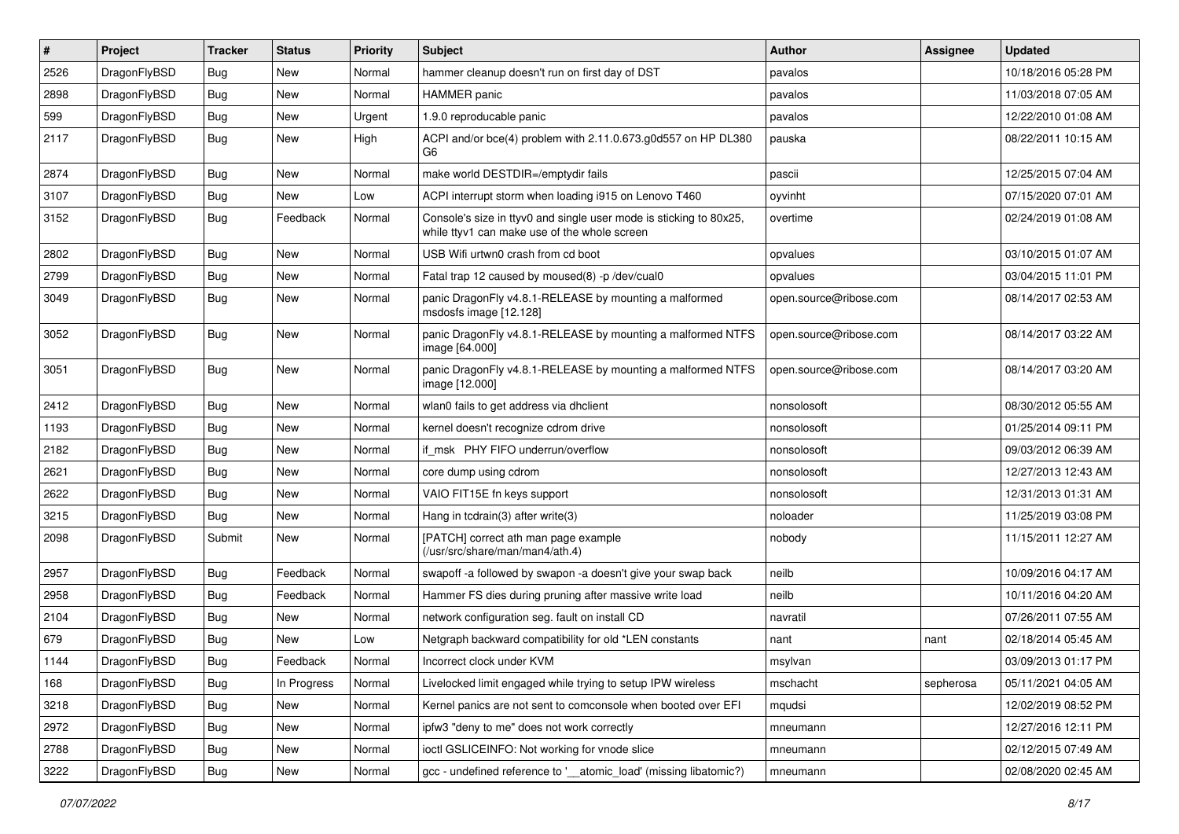| # | Project | Tracker | Status | Priority | Subject | Author | Assignee | Updated |
|---|---|---|---|---|---|---|---|---|
| 2526 | DragonFlyBSD | Bug | New | Normal | hammer cleanup doesn't run on first day of DST | pavalos | | 10/18/2016 05:28 PM |
| 2898 | DragonFlyBSD | Bug | New | Normal | HAMMER panic | pavalos | | 11/03/2018 07:05 AM |
| 599 | DragonFlyBSD | Bug | New | Urgent | 1.9.0 reproducable panic | pavalos | | 12/22/2010 01:08 AM |
| 2117 | DragonFlyBSD | Bug | New | High | ACPI and/or bce(4) problem with 2.11.0.673.g0d557 on HP DL380 G6 | pauska | | 08/22/2011 10:15 AM |
| 2874 | DragonFlyBSD | Bug | New | Normal | make world DESTDIR=/emptydir fails | pascii | | 12/25/2015 07:04 AM |
| 3107 | DragonFlyBSD | Bug | New | Low | ACPI interrupt storm when loading i915 on Lenovo T460 | oyvinht | | 07/15/2020 07:01 AM |
| 3152 | DragonFlyBSD | Bug | Feedback | Normal | Console's size in ttyv0 and single user mode is sticking to 80x25, while ttyv1 can make use of the whole screen | overtime | | 02/24/2019 01:08 AM |
| 2802 | DragonFlyBSD | Bug | New | Normal | USB Wifi urtwn0 crash from cd boot | opvalues | | 03/10/2015 01:07 AM |
| 2799 | DragonFlyBSD | Bug | New | Normal | Fatal trap 12 caused by moused(8) -p /dev/cual0 | opvalues | | 03/04/2015 11:01 PM |
| 3049 | DragonFlyBSD | Bug | New | Normal | panic DragonFly v4.8.1-RELEASE by mounting a malformed msdosfs image [12.128] | open.source@ribose.com | | 08/14/2017 02:53 AM |
| 3052 | DragonFlyBSD | Bug | New | Normal | panic DragonFly v4.8.1-RELEASE by mounting a malformed NTFS image [64.000] | open.source@ribose.com | | 08/14/2017 03:22 AM |
| 3051 | DragonFlyBSD | Bug | New | Normal | panic DragonFly v4.8.1-RELEASE by mounting a malformed NTFS image [12.000] | open.source@ribose.com | | 08/14/2017 03:20 AM |
| 2412 | DragonFlyBSD | Bug | New | Normal | wlan0 fails to get address via dhclient | nonsolosoft | | 08/30/2012 05:55 AM |
| 1193 | DragonFlyBSD | Bug | New | Normal | kernel doesn't recognize cdrom drive | nonsolosoft | | 01/25/2014 09:11 PM |
| 2182 | DragonFlyBSD | Bug | New | Normal | if_msk PHY FIFO underrun/overflow | nonsolosoft | | 09/03/2012 06:39 AM |
| 2621 | DragonFlyBSD | Bug | New | Normal | core dump using cdrom | nonsolosoft | | 12/27/2013 12:43 AM |
| 2622 | DragonFlyBSD | Bug | New | Normal | VAIO FIT15E fn keys support | nonsolosoft | | 12/31/2013 01:31 AM |
| 3215 | DragonFlyBSD | Bug | New | Normal | Hang in tcdrain(3) after write(3) | noloader | | 11/25/2019 03:08 PM |
| 2098 | DragonFlyBSD | Submit | New | Normal | [PATCH] correct ath man page example (/usr/src/share/man/man4/ath.4) | nobody | | 11/15/2011 12:27 AM |
| 2957 | DragonFlyBSD | Bug | Feedback | Normal | swapoff -a followed by swapon -a doesn't give your swap back | neilb | | 10/09/2016 04:17 AM |
| 2958 | DragonFlyBSD | Bug | Feedback | Normal | Hammer FS dies during pruning after massive write load | neilb | | 10/11/2016 04:20 AM |
| 2104 | DragonFlyBSD | Bug | New | Normal | network configuration seg. fault on install CD | navratil | | 07/26/2011 07:55 AM |
| 679 | DragonFlyBSD | Bug | New | Low | Netgraph backward compatibility for old *LEN constants | nant | nant | 02/18/2014 05:45 AM |
| 1144 | DragonFlyBSD | Bug | Feedback | Normal | Incorrect clock under KVM | msylvan | | 03/09/2013 01:17 PM |
| 168 | DragonFlyBSD | Bug | In Progress | Normal | Livelocked limit engaged while trying to setup IPW wireless | mschacht | sepherosa | 05/11/2021 04:05 AM |
| 3218 | DragonFlyBSD | Bug | New | Normal | Kernel panics are not sent to comconsole when booted over EFI | mqudsi | | 12/02/2019 08:52 PM |
| 2972 | DragonFlyBSD | Bug | New | Normal | ipfw3 "deny to me" does not work correctly | mneumann | | 12/27/2016 12:11 PM |
| 2788 | DragonFlyBSD | Bug | New | Normal | ioctl GSLICEINFO: Not working for vnode slice | mneumann | | 02/12/2015 07:49 AM |
| 3222 | DragonFlyBSD | Bug | New | Normal | gcc - undefined reference to '__atomic_load' (missing libatomic?) | mneumann | | 02/08/2020 02:45 AM |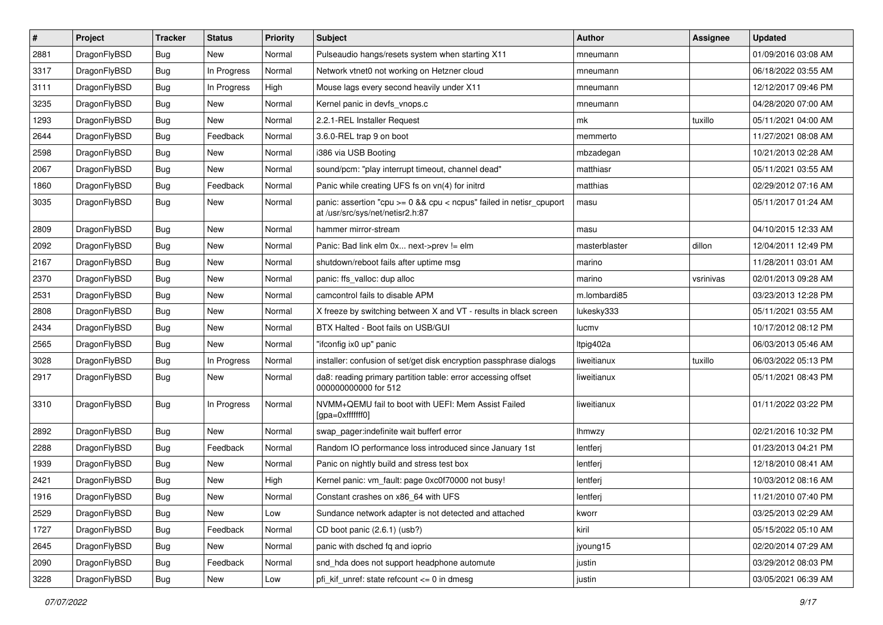| # | Project | Tracker | Status | Priority | Subject | Author | Assignee | Updated |
|---|---|---|---|---|---|---|---|---|
| 2881 | DragonFlyBSD | Bug | New | Normal | Pulseaudio hangs/resets system when starting X11 | mneumann | | 01/09/2016 03:08 AM |
| 3317 | DragonFlyBSD | Bug | In Progress | Normal | Network vtnet0 not working on Hetzner cloud | mneumann | | 06/18/2022 03:55 AM |
| 3111 | DragonFlyBSD | Bug | In Progress | High | Mouse lags every second heavily under X11 | mneumann | | 12/12/2017 09:46 PM |
| 3235 | DragonFlyBSD | Bug | New | Normal | Kernel panic in devfs_vnops.c | mneumann | | 04/28/2020 07:00 AM |
| 1293 | DragonFlyBSD | Bug | New | Normal | 2.2.1-REL Installer Request | mk | tuxillo | 05/11/2021 04:00 AM |
| 2644 | DragonFlyBSD | Bug | Feedback | Normal | 3.6.0-REL trap 9 on boot | memmerto | | 11/27/2021 08:08 AM |
| 2598 | DragonFlyBSD | Bug | New | Normal | i386 via USB Booting | mbzadegan | | 10/21/2013 02:28 AM |
| 2067 | DragonFlyBSD | Bug | New | Normal | sound/pcm: "play interrupt timeout, channel dead" | matthiasr | | 05/11/2021 03:55 AM |
| 1860 | DragonFlyBSD | Bug | Feedback | Normal | Panic while creating UFS fs on vn(4) for initrd | matthias | | 02/29/2012 07:16 AM |
| 3035 | DragonFlyBSD | Bug | New | Normal | panic: assertion "cpu >= 0 && cpu < ncpus" failed in netisr_cpuport at /usr/src/sys/net/netisr2.h:87 | masu | | 05/11/2017 01:24 AM |
| 2809 | DragonFlyBSD | Bug | New | Normal | hammer mirror-stream | masu | | 04/10/2015 12:33 AM |
| 2092 | DragonFlyBSD | Bug | New | Normal | Panic: Bad link elm 0x... next->prev != elm | masterblaster | dillon | 12/04/2011 12:49 PM |
| 2167 | DragonFlyBSD | Bug | New | Normal | shutdown/reboot fails after uptime msg | marino | | 11/28/2011 03:01 AM |
| 2370 | DragonFlyBSD | Bug | New | Normal | panic: ffs_valloc: dup alloc | marino | vsrinivas | 02/01/2013 09:28 AM |
| 2531 | DragonFlyBSD | Bug | New | Normal | camcontrol fails to disable APM | m.lombardi85 | | 03/23/2013 12:28 PM |
| 2808 | DragonFlyBSD | Bug | New | Normal | X freeze by switching between X and VT - results in black screen | lukesky333 | | 05/11/2021 03:55 AM |
| 2434 | DragonFlyBSD | Bug | New | Normal | BTX Halted - Boot fails on USB/GUI | lucmv | | 10/17/2012 08:12 PM |
| 2565 | DragonFlyBSD | Bug | New | Normal | "ifconfig ix0 up" panic | ltpig402a | | 06/03/2013 05:46 AM |
| 3028 | DragonFlyBSD | Bug | In Progress | Normal | installer: confusion of set/get disk encryption passphrase dialogs | liweitianux | tuxillo | 06/03/2022 05:13 PM |
| 2917 | DragonFlyBSD | Bug | New | Normal | da8: reading primary partition table: error accessing offset 000000000000 for 512 | liweitianux | | 05/11/2021 08:43 PM |
| 3310 | DragonFlyBSD | Bug | In Progress | Normal | NVMM+QEMU fail to boot with UEFI: Mem Assist Failed [gpa=0xfffffff0] | liweitianux | | 01/11/2022 03:22 PM |
| 2892 | DragonFlyBSD | Bug | New | Normal | swap_pager:indefinite wait bufferf error | lhmwzy | | 02/21/2016 10:32 PM |
| 2288 | DragonFlyBSD | Bug | Feedback | Normal | Random IO performance loss introduced since January 1st | lentferj | | 01/23/2013 04:21 PM |
| 1939 | DragonFlyBSD | Bug | New | Normal | Panic on nightly build and stress test box | lentferj | | 12/18/2010 08:41 AM |
| 2421 | DragonFlyBSD | Bug | New | High | Kernel panic: vm_fault: page 0xc0f70000 not busy! | lentferj | | 10/03/2012 08:16 AM |
| 1916 | DragonFlyBSD | Bug | New | Normal | Constant crashes on x86_64 with UFS | lentferj | | 11/21/2010 07:40 PM |
| 2529 | DragonFlyBSD | Bug | New | Low | Sundance network adapter is not detected and attached | kworr | | 03/25/2013 02:29 AM |
| 1727 | DragonFlyBSD | Bug | Feedback | Normal | CD boot panic (2.6.1) (usb?) | kiril | | 05/15/2022 05:10 AM |
| 2645 | DragonFlyBSD | Bug | New | Normal | panic with dsched fq and ioprio | jyoung15 | | 02/20/2014 07:29 AM |
| 2090 | DragonFlyBSD | Bug | Feedback | Normal | snd_hda does not support headphone automute | justin | | 03/29/2012 08:03 PM |
| 3228 | DragonFlyBSD | Bug | New | Low | pfi_kif_unref: state refcount <= 0 in dmesg | justin | | 03/05/2021 06:39 AM |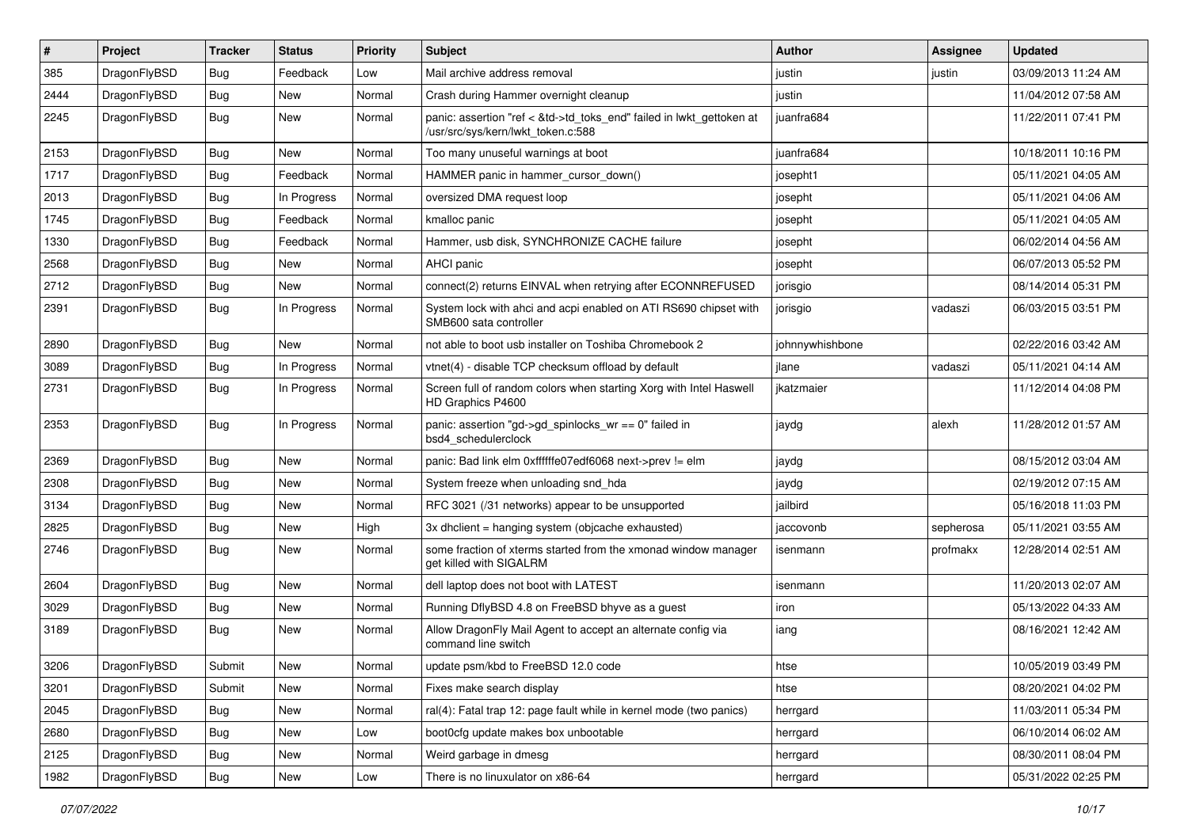| # | Project | Tracker | Status | Priority | Subject | Author | Assignee | Updated |
|---|---|---|---|---|---|---|---|---|
| 385 | DragonFlyBSD | Bug | Feedback | Low | Mail archive address removal | justin | justin | 03/09/2013 11:24 AM |
| 2444 | DragonFlyBSD | Bug | New | Normal | Crash during Hammer overnight cleanup | justin | | 11/04/2012 07:58 AM |
| 2245 | DragonFlyBSD | Bug | New | Normal | panic: assertion "ref < &td->td_toks_end" failed in lwkt_gettoken at /usr/src/sys/kern/lwkt_token.c:588 | juanfra684 | | 11/22/2011 07:41 PM |
| 2153 | DragonFlyBSD | Bug | New | Normal | Too many unuseful warnings at boot | juanfra684 | | 10/18/2011 10:16 PM |
| 1717 | DragonFlyBSD | Bug | Feedback | Normal | HAMMER panic in hammer_cursor_down() | josepht1 | | 05/11/2021 04:05 AM |
| 2013 | DragonFlyBSD | Bug | In Progress | Normal | oversized DMA request loop | josepht | | 05/11/2021 04:06 AM |
| 1745 | DragonFlyBSD | Bug | Feedback | Normal | kmalloc panic | josepht | | 05/11/2021 04:05 AM |
| 1330 | DragonFlyBSD | Bug | Feedback | Normal | Hammer, usb disk, SYNCHRONIZE CACHE failure | josepht | | 06/02/2014 04:56 AM |
| 2568 | DragonFlyBSD | Bug | New | Normal | AHCI panic | josepht | | 06/07/2013 05:52 PM |
| 2712 | DragonFlyBSD | Bug | New | Normal | connect(2) returns EINVAL when retrying after ECONNREFUSED | jorisgio | | 08/14/2014 05:31 PM |
| 2391 | DragonFlyBSD | Bug | In Progress | Normal | System lock with ahci and acpi enabled on ATI RS690 chipset with SMB600 sata controller | jorisgio | vadaszi | 06/03/2015 03:51 PM |
| 2890 | DragonFlyBSD | Bug | New | Normal | not able to boot usb installer on Toshiba Chromebook 2 | johnnywhishbone | | 02/22/2016 03:42 AM |
| 3089 | DragonFlyBSD | Bug | In Progress | Normal | vtnet(4) - disable TCP checksum offload by default | jlane | vadaszi | 05/11/2021 04:14 AM |
| 2731 | DragonFlyBSD | Bug | In Progress | Normal | Screen full of random colors when starting Xorg with Intel Haswell HD Graphics P4600 | jkatzmaier | | 11/12/2014 04:08 PM |
| 2353 | DragonFlyBSD | Bug | In Progress | Normal | panic: assertion "gd->gd_spinlocks_wr == 0" failed in bsd4_schedulerclock | jaydg | alexh | 11/28/2012 01:57 AM |
| 2369 | DragonFlyBSD | Bug | New | Normal | panic: Bad link elm 0xffffffe07edf6068 next->prev != elm | jaydg | | 08/15/2012 03:04 AM |
| 2308 | DragonFlyBSD | Bug | New | Normal | System freeze when unloading snd_hda | jaydg | | 02/19/2012 07:15 AM |
| 3134 | DragonFlyBSD | Bug | New | Normal | RFC 3021 (/31 networks) appear to be unsupported | jailbird | | 05/16/2018 11:03 PM |
| 2825 | DragonFlyBSD | Bug | New | High | 3x dhclient = hanging system (objcache exhausted) | jaccovonb | sepherosa | 05/11/2021 03:55 AM |
| 2746 | DragonFlyBSD | Bug | New | Normal | some fraction of xterms started from the xmonad window manager get killed with SIGALRM | isenmann | profmakx | 12/28/2014 02:51 AM |
| 2604 | DragonFlyBSD | Bug | New | Normal | dell laptop does not boot with LATEST | isenmann | | 11/20/2013 02:07 AM |
| 3029 | DragonFlyBSD | Bug | New | Normal | Running DflyBSD 4.8 on FreeBSD bhyve as a guest | iron | | 05/13/2022 04:33 AM |
| 3189 | DragonFlyBSD | Bug | New | Normal | Allow DragonFly Mail Agent to accept an alternate config via command line switch | iang | | 08/16/2021 12:42 AM |
| 3206 | DragonFlyBSD | Submit | New | Normal | update psm/kbd to FreeBSD 12.0 code | htse | | 10/05/2019 03:49 PM |
| 3201 | DragonFlyBSD | Submit | New | Normal | Fixes make search display | htse | | 08/20/2021 04:02 PM |
| 2045 | DragonFlyBSD | Bug | New | Normal | ral(4): Fatal trap 12: page fault while in kernel mode (two panics) | herrgard | | 11/03/2011 05:34 PM |
| 2680 | DragonFlyBSD | Bug | New | Low | boot0cfg update makes box unbootable | herrgard | | 06/10/2014 06:02 AM |
| 2125 | DragonFlyBSD | Bug | New | Normal | Weird garbage in dmesg | herrgard | | 08/30/2011 08:04 PM |
| 1982 | DragonFlyBSD | Bug | New | Low | There is no linuxulator on x86-64 | herrgard | | 05/31/2022 02:25 PM |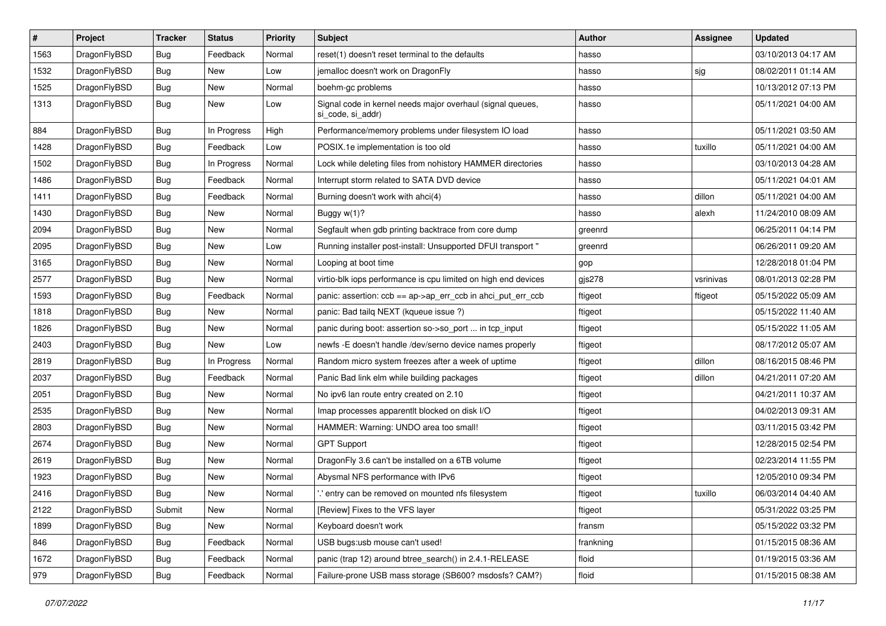| # | Project | Tracker | Status | Priority | Subject | Author | Assignee | Updated |
|---|---|---|---|---|---|---|---|---|
| 1563 | DragonFlyBSD | Bug | Feedback | Normal | reset(1) doesn't reset terminal to the defaults | hasso | | 03/10/2013 04:17 AM |
| 1532 | DragonFlyBSD | Bug | New | Low | jemalloc doesn't work on DragonFly | hasso | sjg | 08/02/2011 01:14 AM |
| 1525 | DragonFlyBSD | Bug | New | Normal | boehm-gc problems | hasso | | 10/13/2012 07:13 PM |
| 1313 | DragonFlyBSD | Bug | New | Low | Signal code in kernel needs major overhaul (signal queues, si_code, si_addr) | hasso | | 05/11/2021 04:00 AM |
| 884 | DragonFlyBSD | Bug | In Progress | High | Performance/memory problems under filesystem IO load | hasso | | 05/11/2021 03:50 AM |
| 1428 | DragonFlyBSD | Bug | Feedback | Low | POSIX.1e implementation is too old | hasso | tuxillo | 05/11/2021 04:00 AM |
| 1502 | DragonFlyBSD | Bug | In Progress | Normal | Lock while deleting files from nohistory HAMMER directories | hasso | | 03/10/2013 04:28 AM |
| 1486 | DragonFlyBSD | Bug | Feedback | Normal | Interrupt storm related to SATA DVD device | hasso | | 05/11/2021 04:01 AM |
| 1411 | DragonFlyBSD | Bug | Feedback | Normal | Burning doesn't work with ahci(4) | hasso | dillon | 05/11/2021 04:00 AM |
| 1430 | DragonFlyBSD | Bug | New | Normal | Buggy w(1)? | hasso | alexh | 11/24/2010 08:09 AM |
| 2094 | DragonFlyBSD | Bug | New | Normal | Segfault when gdb printing backtrace from core dump | greenrd | | 06/25/2011 04:14 PM |
| 2095 | DragonFlyBSD | Bug | New | Low | Running installer post-install: Unsupported DFUI transport " | greenrd | | 06/26/2011 09:20 AM |
| 3165 | DragonFlyBSD | Bug | New | Normal | Looping at boot time | gop | | 12/28/2018 01:04 PM |
| 2577 | DragonFlyBSD | Bug | New | Normal | virtio-blk iops performance is cpu limited on high end devices | gjs278 | vsrinivas | 08/01/2013 02:28 PM |
| 1593 | DragonFlyBSD | Bug | Feedback | Normal | panic: assertion: ccb == ap->ap_err_ccb in ahci_put_err_ccb | ftigeot | ftigeot | 05/15/2022 05:09 AM |
| 1818 | DragonFlyBSD | Bug | New | Normal | panic: Bad tailq NEXT (kqueue issue ?) | ftigeot | | 05/15/2022 11:40 AM |
| 1826 | DragonFlyBSD | Bug | New | Normal | panic during boot: assertion so->so_port ... in tcp_input | ftigeot | | 05/15/2022 11:05 AM |
| 2403 | DragonFlyBSD | Bug | New | Low | newfs -E doesn't handle /dev/serno device names properly | ftigeot | | 08/17/2012 05:07 AM |
| 2819 | DragonFlyBSD | Bug | In Progress | Normal | Random micro system freezes after a week of uptime | ftigeot | dillon | 08/16/2015 08:46 PM |
| 2037 | DragonFlyBSD | Bug | Feedback | Normal | Panic Bad link elm while building packages | ftigeot | dillon | 04/21/2011 07:20 AM |
| 2051 | DragonFlyBSD | Bug | New | Normal | No ipv6 lan route entry created on 2.10 | ftigeot | | 04/21/2011 10:37 AM |
| 2535 | DragonFlyBSD | Bug | New | Normal | Imap processes apparentlt blocked on disk I/O | ftigeot | | 04/02/2013 09:31 AM |
| 2803 | DragonFlyBSD | Bug | New | Normal | HAMMER: Warning: UNDO area too small! | ftigeot | | 03/11/2015 03:42 PM |
| 2674 | DragonFlyBSD | Bug | New | Normal | GPT Support | ftigeot | | 12/28/2015 02:54 PM |
| 2619 | DragonFlyBSD | Bug | New | Normal | DragonFly 3.6 can't be installed on a 6TB volume | ftigeot | | 02/23/2014 11:55 PM |
| 1923 | DragonFlyBSD | Bug | New | Normal | Abysmal NFS performance with IPv6 | ftigeot | | 12/05/2010 09:34 PM |
| 2416 | DragonFlyBSD | Bug | New | Normal | '.' entry can be removed on mounted nfs filesystem | ftigeot | tuxillo | 06/03/2014 04:40 AM |
| 2122 | DragonFlyBSD | Submit | New | Normal | [Review] Fixes to the VFS layer | ftigeot | | 05/31/2022 03:25 PM |
| 1899 | DragonFlyBSD | Bug | New | Normal | Keyboard doesn't work | fransm | | 05/15/2022 03:32 PM |
| 846 | DragonFlyBSD | Bug | Feedback | Normal | USB bugs:usb mouse can't used! | frankning | | 01/15/2015 08:36 AM |
| 1672 | DragonFlyBSD | Bug | Feedback | Normal | panic (trap 12) around btree_search() in 2.4.1-RELEASE | floid | | 01/19/2015 03:36 AM |
| 979 | DragonFlyBSD | Bug | Feedback | Normal | Failure-prone USB mass storage (SB600? msdosfs? CAM?) | floid | | 01/15/2015 08:38 AM |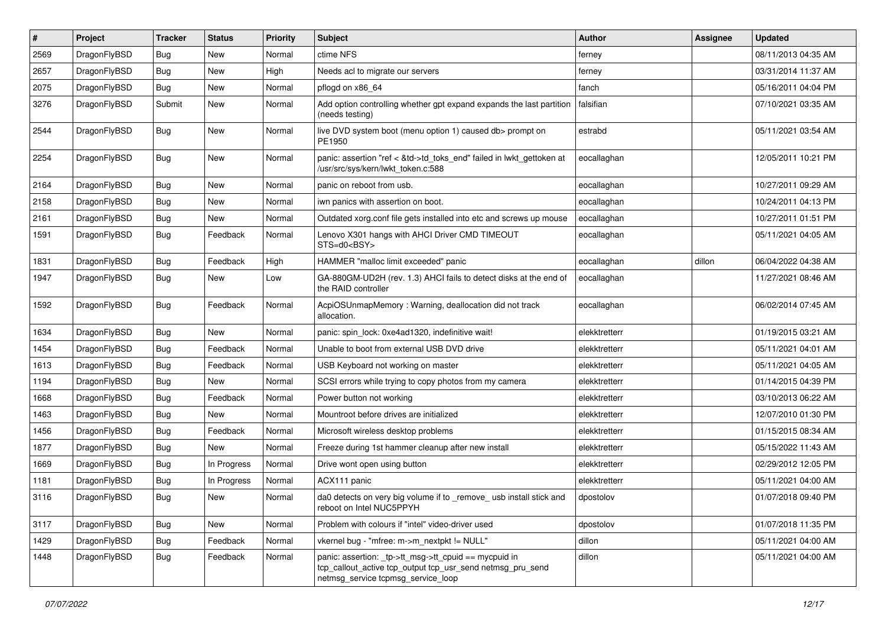| # | Project | Tracker | Status | Priority | Subject | Author | Assignee | Updated |
|---|---|---|---|---|---|---|---|---|
| 2569 | DragonFlyBSD | Bug | New | Normal | ctime NFS | ferney | | 08/11/2013 04:35 AM |
| 2657 | DragonFlyBSD | Bug | New | High | Needs acl to migrate our servers | ferney | | 03/31/2014 11:37 AM |
| 2075 | DragonFlyBSD | Bug | New | Normal | pflogd on x86_64 | fanch | | 05/16/2011 04:04 PM |
| 3276 | DragonFlyBSD | Submit | New | Normal | Add option controlling whether gpt expand expands the last partition (needs testing) | falsifian | | 07/10/2021 03:35 AM |
| 2544 | DragonFlyBSD | Bug | New | Normal | live DVD system boot (menu option 1) caused db> prompt on PE1950 | estrabd | | 05/11/2021 03:54 AM |
| 2254 | DragonFlyBSD | Bug | New | Normal | panic: assertion "ref < &td->td_toks_end" failed in lwkt_gettoken at /usr/src/sys/kern/lwkt_token.c:588 | eocallaghan | | 12/05/2011 10:21 PM |
| 2164 | DragonFlyBSD | Bug | New | Normal | panic on reboot from usb. | eocallaghan | | 10/27/2011 09:29 AM |
| 2158 | DragonFlyBSD | Bug | New | Normal | iwn panics with assertion on boot. | eocallaghan | | 10/24/2011 04:13 PM |
| 2161 | DragonFlyBSD | Bug | New | Normal | Outdated xorg.conf file gets installed into etc and screws up mouse | eocallaghan | | 10/27/2011 01:51 PM |
| 1591 | DragonFlyBSD | Bug | Feedback | Normal | Lenovo X301 hangs with AHCI Driver CMD TIMEOUT STS=d0<BSY> | eocallaghan | | 05/11/2021 04:05 AM |
| 1831 | DragonFlyBSD | Bug | Feedback | High | HAMMER "malloc limit exceeded" panic | eocallaghan | dillon | 06/04/2022 04:38 AM |
| 1947 | DragonFlyBSD | Bug | New | Low | GA-880GM-UD2H (rev. 1.3) AHCI fails to detect disks at the end of the RAID controller | eocallaghan | | 11/27/2021 08:46 AM |
| 1592 | DragonFlyBSD | Bug | Feedback | Normal | AcpiOSUnmapMemory : Warning, deallocation did not track allocation. | eocallaghan | | 06/02/2014 07:45 AM |
| 1634 | DragonFlyBSD | Bug | New | Normal | panic: spin_lock: 0xe4ad1320, indefinitive wait! | elekktretterr | | 01/19/2015 03:21 AM |
| 1454 | DragonFlyBSD | Bug | Feedback | Normal | Unable to boot from external USB DVD drive | elekktretterr | | 05/11/2021 04:01 AM |
| 1613 | DragonFlyBSD | Bug | Feedback | Normal | USB Keyboard not working on master | elekktretterr | | 05/11/2021 04:05 AM |
| 1194 | DragonFlyBSD | Bug | New | Normal | SCSI errors while trying to copy photos from my camera | elekktretterr | | 01/14/2015 04:39 PM |
| 1668 | DragonFlyBSD | Bug | Feedback | Normal | Power button not working | elekktretterr | | 03/10/2013 06:22 AM |
| 1463 | DragonFlyBSD | Bug | New | Normal | Mountroot before drives are initialized | elekktretterr | | 12/07/2010 01:30 PM |
| 1456 | DragonFlyBSD | Bug | Feedback | Normal | Microsoft wireless desktop problems | elekktretterr | | 01/15/2015 08:34 AM |
| 1877 | DragonFlyBSD | Bug | New | Normal | Freeze during 1st hammer cleanup after new install | elekktretterr | | 05/15/2022 11:43 AM |
| 1669 | DragonFlyBSD | Bug | In Progress | Normal | Drive wont open using button | elekktretterr | | 02/29/2012 12:05 PM |
| 1181 | DragonFlyBSD | Bug | In Progress | Normal | ACX111 panic | elekktretterr | | 05/11/2021 04:00 AM |
| 3116 | DragonFlyBSD | Bug | New | Normal | da0 detects on very big volume if to _remove_ usb install stick and reboot on Intel NUC5PPYH | dpostolov | | 01/07/2018 09:40 PM |
| 3117 | DragonFlyBSD | Bug | New | Normal | Problem with colours if "intel" video-driver used | dpostolov | | 01/07/2018 11:35 PM |
| 1429 | DragonFlyBSD | Bug | Feedback | Normal | vkernel bug - "mfree: m->m_nextpkt != NULL" | dillon | | 05/11/2021 04:00 AM |
| 1448 | DragonFlyBSD | Bug | Feedback | Normal | panic: assertion: _tp->tt_msg->tt_cpuid == mycpuid in tcp_callout_active tcp_output tcp_usr_send netmsg_pru_send netmsg_service tcpmsg_service_loop | dillon | | 05/11/2021 04:00 AM |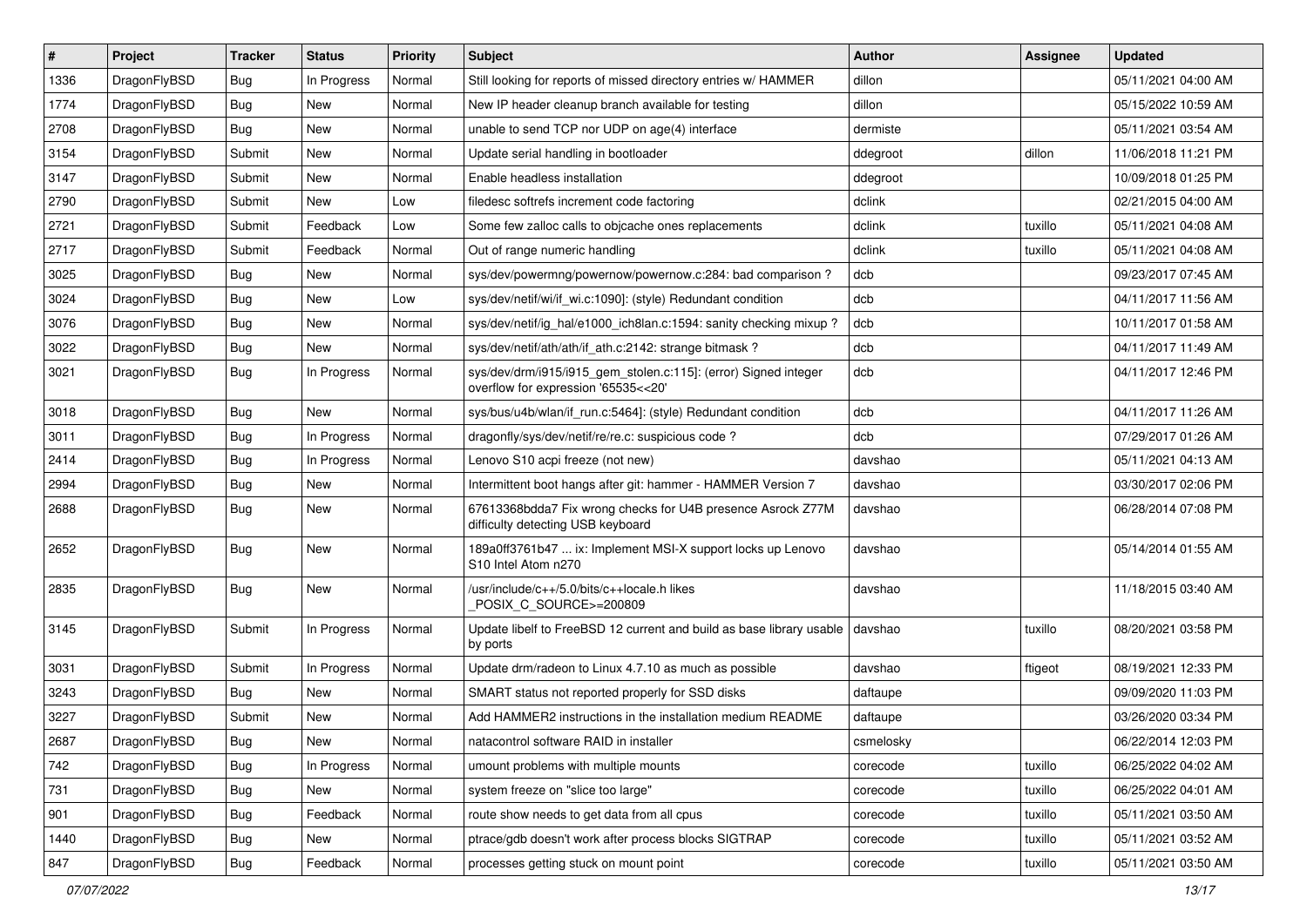| # | Project | Tracker | Status | Priority | Subject | Author | Assignee | Updated |
|---|---|---|---|---|---|---|---|---|
| 1336 | DragonFlyBSD | Bug | In Progress | Normal | Still looking for reports of missed directory entries w/ HAMMER | dillon | | 05/11/2021 04:00 AM |
| 1774 | DragonFlyBSD | Bug | New | Normal | New IP header cleanup branch available for testing | dillon | | 05/15/2022 10:59 AM |
| 2708 | DragonFlyBSD | Bug | New | Normal | unable to send TCP nor UDP on age(4) interface | dermiste | | 05/11/2021 03:54 AM |
| 3154 | DragonFlyBSD | Submit | New | Normal | Update serial handling in bootloader | ddegroot | dillon | 11/06/2018 11:21 PM |
| 3147 | DragonFlyBSD | Submit | New | Normal | Enable headless installation | ddegroot | | 10/09/2018 01:25 PM |
| 2790 | DragonFlyBSD | Submit | New | Low | filedesc softrefs increment code factoring | dclink | | 02/21/2015 04:00 AM |
| 2721 | DragonFlyBSD | Submit | Feedback | Low | Some few zalloc calls to objcache ones replacements | dclink | tuxillo | 05/11/2021 04:08 AM |
| 2717 | DragonFlyBSD | Submit | Feedback | Normal | Out of range numeric handling | dclink | tuxillo | 05/11/2021 04:08 AM |
| 3025 | DragonFlyBSD | Bug | New | Normal | sys/dev/powermng/powernow/powernow.c:284: bad comparison ? | dcb | | 09/23/2017 07:45 AM |
| 3024 | DragonFlyBSD | Bug | New | Low | sys/dev/netif/wi/if_wi.c:1090]: (style) Redundant condition | dcb | | 04/11/2017 11:56 AM |
| 3076 | DragonFlyBSD | Bug | New | Normal | sys/dev/netif/ig_hal/e1000_ich8lan.c:1594: sanity checking mixup ? | dcb | | 10/11/2017 01:58 AM |
| 3022 | DragonFlyBSD | Bug | New | Normal | sys/dev/netif/ath/ath/if_ath.c:2142: strange bitmask ? | dcb | | 04/11/2017 11:49 AM |
| 3021 | DragonFlyBSD | Bug | In Progress | Normal | sys/dev/drm/i915/i915_gem_stolen.c:115]: (error) Signed integer overflow for expression '65535<<20' | dcb | | 04/11/2017 12:46 PM |
| 3018 | DragonFlyBSD | Bug | New | Normal | sys/bus/u4b/wlan/if_run.c:5464]: (style) Redundant condition | dcb | | 04/11/2017 11:26 AM |
| 3011 | DragonFlyBSD | Bug | In Progress | Normal | dragonfly/sys/dev/netif/re/re.c: suspicious code ? | dcb | | 07/29/2017 01:26 AM |
| 2414 | DragonFlyBSD | Bug | In Progress | Normal | Lenovo S10 acpi freeze (not new) | davshao | | 05/11/2021 04:13 AM |
| 2994 | DragonFlyBSD | Bug | New | Normal | Intermittent boot hangs after git: hammer - HAMMER Version 7 | davshao | | 03/30/2017 02:06 PM |
| 2688 | DragonFlyBSD | Bug | New | Normal | 67613368bdda7 Fix wrong checks for U4B presence Asrock Z77M difficulty detecting USB keyboard | davshao | | 06/28/2014 07:08 PM |
| 2652 | DragonFlyBSD | Bug | New | Normal | 189a0ff3761b47 ... ix: Implement MSI-X support locks up Lenovo S10 Intel Atom n270 | davshao | | 05/14/2014 01:55 AM |
| 2835 | DragonFlyBSD | Bug | New | Normal | /usr/include/c++/5.0/bits/c++locale.h likes _POSIX_C_SOURCE>=200809 | davshao | | 11/18/2015 03:40 AM |
| 3145 | DragonFlyBSD | Submit | In Progress | Normal | Update libelf to FreeBSD 12 current and build as base library usable by ports | davshao | tuxillo | 08/20/2021 03:58 PM |
| 3031 | DragonFlyBSD | Submit | In Progress | Normal | Update drm/radeon to Linux 4.7.10 as much as possible | davshao | ftigeot | 08/19/2021 12:33 PM |
| 3243 | DragonFlyBSD | Bug | New | Normal | SMART status not reported properly for SSD disks | daftaupe | | 09/09/2020 11:03 PM |
| 3227 | DragonFlyBSD | Submit | New | Normal | Add HAMMER2 instructions in the installation medium README | daftaupe | | 03/26/2020 03:34 PM |
| 2687 | DragonFlyBSD | Bug | New | Normal | natacontrol software RAID in installer | csmelosky | | 06/22/2014 12:03 PM |
| 742 | DragonFlyBSD | Bug | In Progress | Normal | umount problems with multiple mounts | corecode | tuxillo | 06/25/2022 04:02 AM |
| 731 | DragonFlyBSD | Bug | New | Normal | system freeze on "slice too large" | corecode | tuxillo | 06/25/2022 04:01 AM |
| 901 | DragonFlyBSD | Bug | Feedback | Normal | route show needs to get data from all cpus | corecode | tuxillo | 05/11/2021 03:50 AM |
| 1440 | DragonFlyBSD | Bug | New | Normal | ptrace/gdb doesn't work after process blocks SIGTRAP | corecode | tuxillo | 05/11/2021 03:52 AM |
| 847 | DragonFlyBSD | Bug | Feedback | Normal | processes getting stuck on mount point | corecode | tuxillo | 05/11/2021 03:50 AM |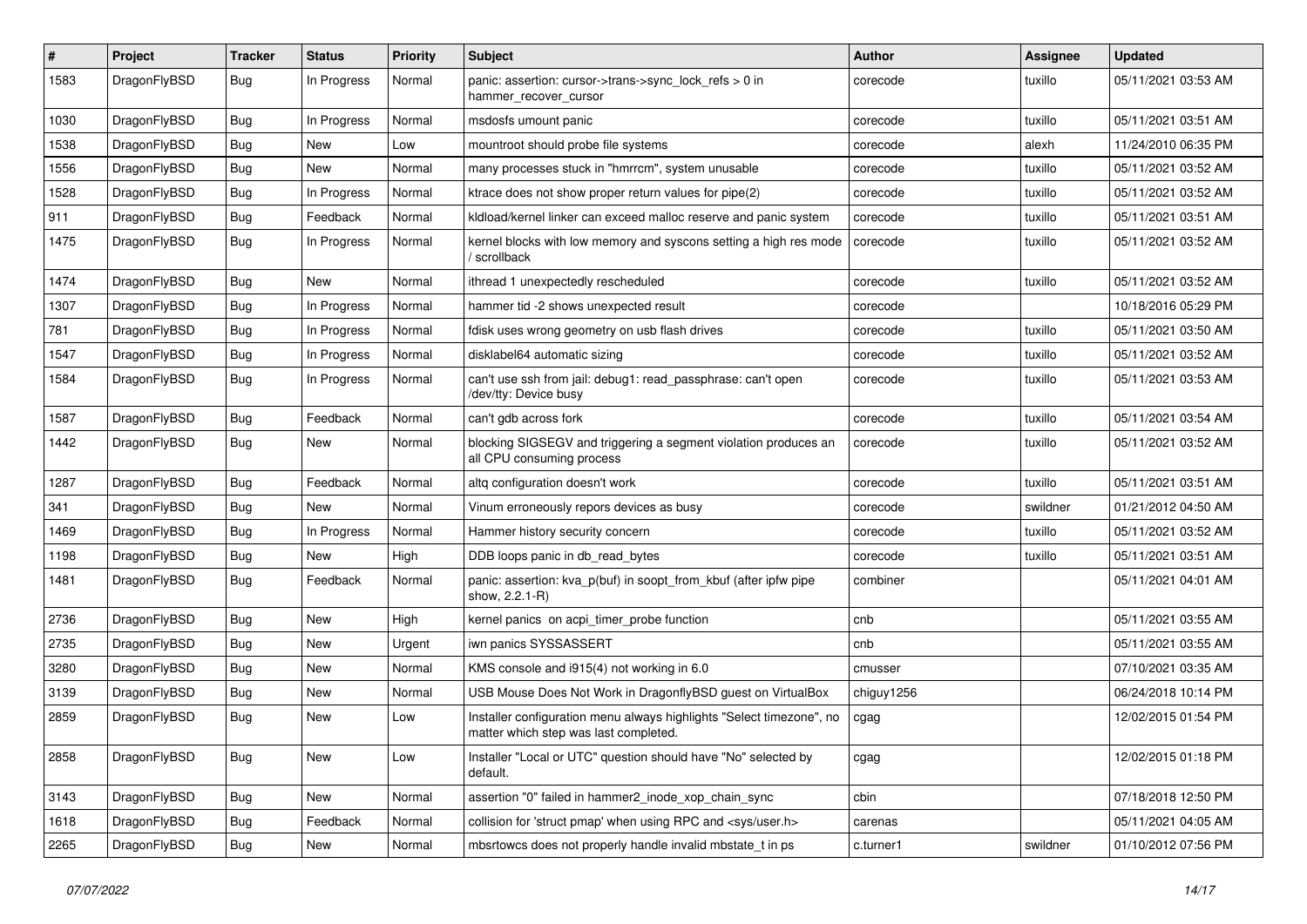| # | Project | Tracker | Status | Priority | Subject | Author | Assignee | Updated |
|---|---|---|---|---|---|---|---|---|
| 1583 | DragonFlyBSD | Bug | In Progress | Normal | panic: assertion: cursor->trans->sync_lock_refs > 0 in hammer_recover_cursor | corecode | tuxillo | 05/11/2021 03:53 AM |
| 1030 | DragonFlyBSD | Bug | In Progress | Normal | msdosfs umount panic | corecode | tuxillo | 05/11/2021 03:51 AM |
| 1538 | DragonFlyBSD | Bug | New | Low | mountroot should probe file systems | corecode | alexh | 11/24/2010 06:35 PM |
| 1556 | DragonFlyBSD | Bug | New | Normal | many processes stuck in "hmrrcm", system unusable | corecode | tuxillo | 05/11/2021 03:52 AM |
| 1528 | DragonFlyBSD | Bug | In Progress | Normal | ktrace does not show proper return values for pipe(2) | corecode | tuxillo | 05/11/2021 03:52 AM |
| 911 | DragonFlyBSD | Bug | Feedback | Normal | kldload/kernel linker can exceed malloc reserve and panic system | corecode | tuxillo | 05/11/2021 03:51 AM |
| 1475 | DragonFlyBSD | Bug | In Progress | Normal | kernel blocks with low memory and syscons setting a high res mode / scrollback | corecode | tuxillo | 05/11/2021 03:52 AM |
| 1474 | DragonFlyBSD | Bug | New | Normal | ithread 1 unexpectedly rescheduled | corecode | tuxillo | 05/11/2021 03:52 AM |
| 1307 | DragonFlyBSD | Bug | In Progress | Normal | hammer tid -2 shows unexpected result | corecode | | 10/18/2016 05:29 PM |
| 781 | DragonFlyBSD | Bug | In Progress | Normal | fdisk uses wrong geometry on usb flash drives | corecode | tuxillo | 05/11/2021 03:50 AM |
| 1547 | DragonFlyBSD | Bug | In Progress | Normal | disklabel64 automatic sizing | corecode | tuxillo | 05/11/2021 03:52 AM |
| 1584 | DragonFlyBSD | Bug | In Progress | Normal | can't use ssh from jail: debug1: read_passphrase: can't open /dev/tty: Device busy | corecode | tuxillo | 05/11/2021 03:53 AM |
| 1587 | DragonFlyBSD | Bug | Feedback | Normal | can't gdb across fork | corecode | tuxillo | 05/11/2021 03:54 AM |
| 1442 | DragonFlyBSD | Bug | New | Normal | blocking SIGSEGV and triggering a segment violation produces an all CPU consuming process | corecode | tuxillo | 05/11/2021 03:52 AM |
| 1287 | DragonFlyBSD | Bug | Feedback | Normal | altq configuration doesn't work | corecode | tuxillo | 05/11/2021 03:51 AM |
| 341 | DragonFlyBSD | Bug | New | Normal | Vinum erroneously repors devices as busy | corecode | swildner | 01/21/2012 04:50 AM |
| 1469 | DragonFlyBSD | Bug | In Progress | Normal | Hammer history security concern | corecode | tuxillo | 05/11/2021 03:52 AM |
| 1198 | DragonFlyBSD | Bug | New | High | DDB loops panic in db_read_bytes | corecode | tuxillo | 05/11/2021 03:51 AM |
| 1481 | DragonFlyBSD | Bug | Feedback | Normal | panic: assertion: kva_p(buf) in soopt_from_kbuf (after ipfw pipe show, 2.2.1-R) | combiner | | 05/11/2021 04:01 AM |
| 2736 | DragonFlyBSD | Bug | New | High | kernel panics on acpi_timer_probe function | cnb | | 05/11/2021 03:55 AM |
| 2735 | DragonFlyBSD | Bug | New | Urgent | iwn panics SYSSASSERT | cnb | | 05/11/2021 03:55 AM |
| 3280 | DragonFlyBSD | Bug | New | Normal | KMS console and i915(4) not working in 6.0 | cmusser | | 07/10/2021 03:35 AM |
| 3139 | DragonFlyBSD | Bug | New | Normal | USB Mouse Does Not Work in DragonflyBSD guest on VirtualBox | chiguy1256 | | 06/24/2018 10:14 PM |
| 2859 | DragonFlyBSD | Bug | New | Low | Installer configuration menu always highlights "Select timezone", no matter which step was last completed. | cgag | | 12/02/2015 01:54 PM |
| 2858 | DragonFlyBSD | Bug | New | Low | Installer "Local or UTC" question should have "No" selected by default. | cgag | | 12/02/2015 01:18 PM |
| 3143 | DragonFlyBSD | Bug | New | Normal | assertion "0" failed in hammer2_inode_xop_chain_sync | cbin | | 07/18/2018 12:50 PM |
| 1618 | DragonFlyBSD | Bug | Feedback | Normal | collision for 'struct pmap' when using RPC and <sys/user.h> | carenas | | 05/11/2021 04:05 AM |
| 2265 | DragonFlyBSD | Bug | New | Normal | mbsrtowcs does not properly handle invalid mbstate_t in ps | c.turner1 | swildner | 01/10/2012 07:56 PM |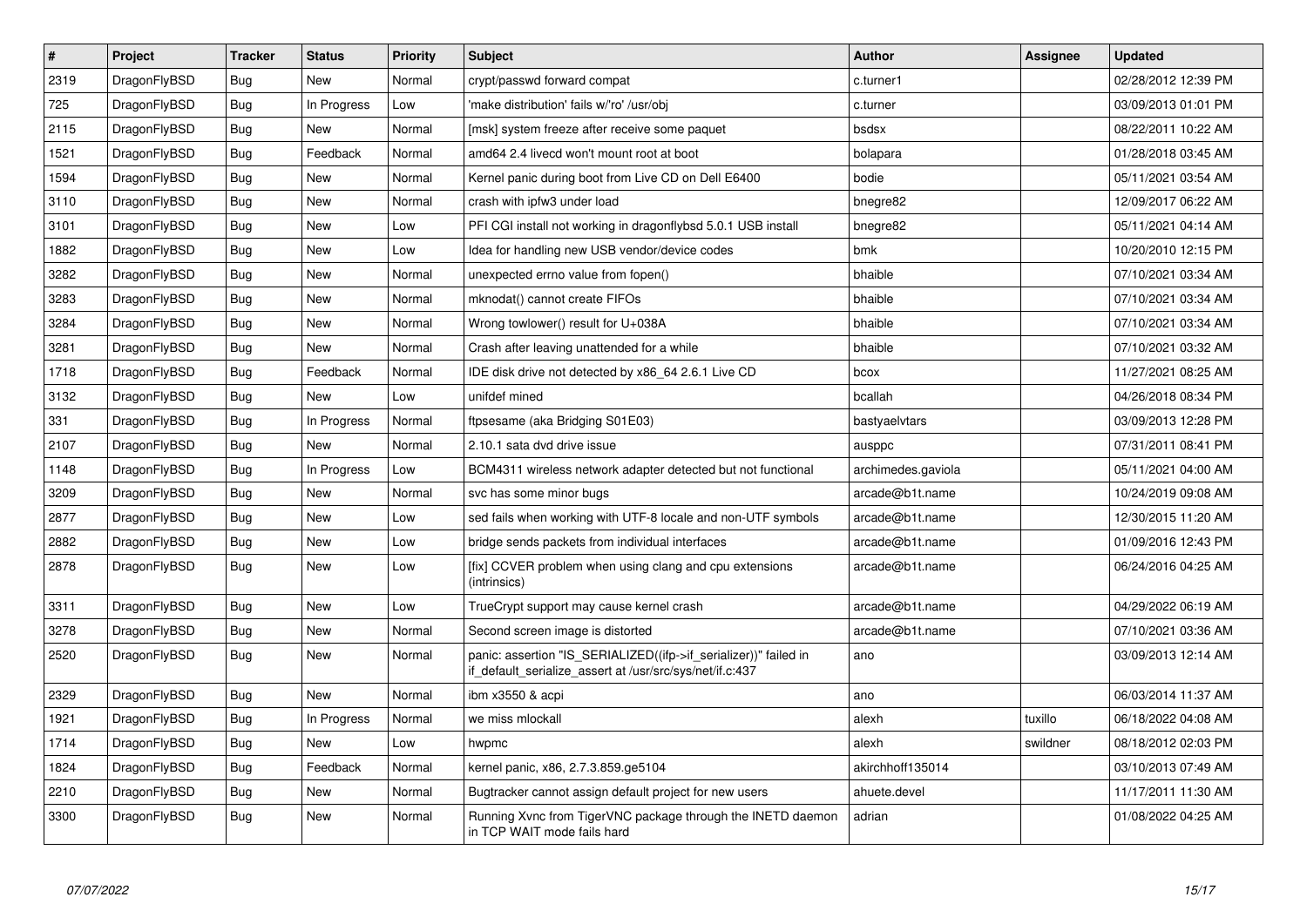| # | Project | Tracker | Status | Priority | Subject | Author | Assignee | Updated |
|---|---|---|---|---|---|---|---|---|
| 2319 | DragonFlyBSD | Bug | New | Normal | crypt/passwd forward compat | c.turner1 | | 02/28/2012 12:39 PM |
| 725 | DragonFlyBSD | Bug | In Progress | Low | 'make distribution' fails w/'ro' /usr/obj | c.turner | | 03/09/2013 01:01 PM |
| 2115 | DragonFlyBSD | Bug | New | Normal | [msk] system freeze after receive some paquet | bsdsx | | 08/22/2011 10:22 AM |
| 1521 | DragonFlyBSD | Bug | Feedback | Normal | amd64 2.4 livecd won't mount root at boot | bolapara | | 01/28/2018 03:45 AM |
| 1594 | DragonFlyBSD | Bug | New | Normal | Kernel panic during boot from Live CD on Dell E6400 | bodie | | 05/11/2021 03:54 AM |
| 3110 | DragonFlyBSD | Bug | New | Normal | crash with ipfw3 under load | bnegre82 | | 12/09/2017 06:22 AM |
| 3101 | DragonFlyBSD | Bug | New | Low | PFI CGI install not working in dragonflybsd 5.0.1 USB install | bnegre82 | | 05/11/2021 04:14 AM |
| 1882 | DragonFlyBSD | Bug | New | Low | Idea for handling new USB vendor/device codes | bmk | | 10/20/2010 12:15 PM |
| 3282 | DragonFlyBSD | Bug | New | Normal | unexpected errno value from fopen() | bhaible | | 07/10/2021 03:34 AM |
| 3283 | DragonFlyBSD | Bug | New | Normal | mknodat() cannot create FIFOs | bhaible | | 07/10/2021 03:34 AM |
| 3284 | DragonFlyBSD | Bug | New | Normal | Wrong towlower() result for U+038A | bhaible | | 07/10/2021 03:34 AM |
| 3281 | DragonFlyBSD | Bug | New | Normal | Crash after leaving unattended for a while | bhaible | | 07/10/2021 03:32 AM |
| 1718 | DragonFlyBSD | Bug | Feedback | Normal | IDE disk drive not detected by x86_64 2.6.1 Live CD | bcox | | 11/27/2021 08:25 AM |
| 3132 | DragonFlyBSD | Bug | New | Low | unifdef mined | bcallah | | 04/26/2018 08:34 PM |
| 331 | DragonFlyBSD | Bug | In Progress | Normal | ftpsesame (aka Bridging S01E03) | bastyaelvtars | | 03/09/2013 12:28 PM |
| 2107 | DragonFlyBSD | Bug | New | Normal | 2.10.1 sata dvd drive issue | ausppc | | 07/31/2011 08:41 PM |
| 1148 | DragonFlyBSD | Bug | In Progress | Low | BCM4311 wireless network adapter detected but not functional | archimedes.gaviola | | 05/11/2021 04:00 AM |
| 3209 | DragonFlyBSD | Bug | New | Normal | svc has some minor bugs | arcade@b1t.name | | 10/24/2019 09:08 AM |
| 2877 | DragonFlyBSD | Bug | New | Low | sed fails when working with UTF-8 locale and non-UTF symbols | arcade@b1t.name | | 12/30/2015 11:20 AM |
| 2882 | DragonFlyBSD | Bug | New | Low | bridge sends packets from individual interfaces | arcade@b1t.name | | 01/09/2016 12:43 PM |
| 2878 | DragonFlyBSD | Bug | New | Low | [fix] CCVER problem when using clang and cpu extensions (intrinsics) | arcade@b1t.name | | 06/24/2016 04:25 AM |
| 3311 | DragonFlyBSD | Bug | New | Low | TrueCrypt support may cause kernel crash | arcade@b1t.name | | 04/29/2022 06:19 AM |
| 3278 | DragonFlyBSD | Bug | New | Normal | Second screen image is distorted | arcade@b1t.name | | 07/10/2021 03:36 AM |
| 2520 | DragonFlyBSD | Bug | New | Normal | panic: assertion "IS_SERIALIZED((ifp->if_serializer))" failed in if_default_serialize_assert at /usr/src/sys/net/if.c:437 | ano | | 03/09/2013 12:14 AM |
| 2329 | DragonFlyBSD | Bug | New | Normal | ibm x3550 & acpi | ano | | 06/03/2014 11:37 AM |
| 1921 | DragonFlyBSD | Bug | In Progress | Normal | we miss mlockall | alexh | tuxillo | 06/18/2022 04:08 AM |
| 1714 | DragonFlyBSD | Bug | New | Low | hwpmc | alexh | swildner | 08/18/2012 02:03 PM |
| 1824 | DragonFlyBSD | Bug | Feedback | Normal | kernel panic, x86, 2.7.3.859.ge5104 | akirchhoff135014 | | 03/10/2013 07:49 AM |
| 2210 | DragonFlyBSD | Bug | New | Normal | Bugtracker cannot assign default project for new users | ahuete.devel | | 11/17/2011 11:30 AM |
| 3300 | DragonFlyBSD | Bug | New | Normal | Running Xvnc from TigerVNC package through the INETD daemon in TCP WAIT mode fails hard | adrian | | 01/08/2022 04:25 AM |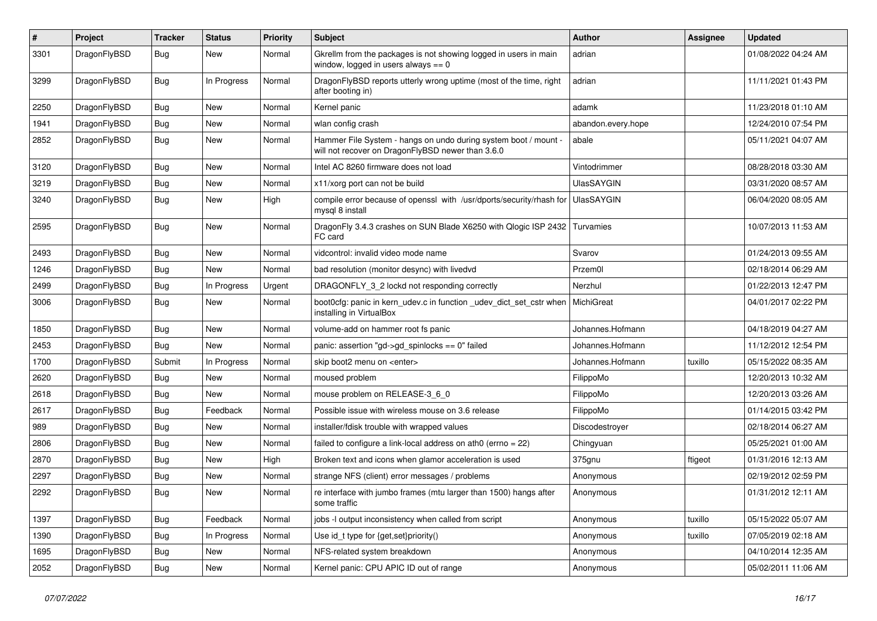| # | Project | Tracker | Status | Priority | Subject | Author | Assignee | Updated |
|---|---|---|---|---|---|---|---|---|
| 3301 | DragonFlyBSD | Bug | New | Normal | Gkrellm from the packages is not showing logged in users in main window, logged in users always == 0 | adrian | | 01/08/2022 04:24 AM |
| 3299 | DragonFlyBSD | Bug | In Progress | Normal | DragonFlyBSD reports utterly wrong uptime (most of the time, right after booting in) | adrian | | 11/11/2021 01:43 PM |
| 2250 | DragonFlyBSD | Bug | New | Normal | Kernel panic | adamk | | 11/23/2018 01:10 AM |
| 1941 | DragonFlyBSD | Bug | New | Normal | wlan config crash | abandon.every.hope | | 12/24/2010 07:54 PM |
| 2852 | DragonFlyBSD | Bug | New | Normal | Hammer File System - hangs on undo during system boot / mount - will not recover on DragonFlyBSD newer than 3.6.0 | abale | | 05/11/2021 04:07 AM |
| 3120 | DragonFlyBSD | Bug | New | Normal | Intel AC 8260 firmware does not load | Vintodrimmer | | 08/28/2018 03:30 AM |
| 3219 | DragonFlyBSD | Bug | New | Normal | x11/xorg port can not be build | UlasSAYGIN | | 03/31/2020 08:57 AM |
| 3240 | DragonFlyBSD | Bug | New | High | compile error because of openssl with /usr/dports/security/rhash for mysql 8 install | UlasSAYGIN | | 06/04/2020 08:05 AM |
| 2595 | DragonFlyBSD | Bug | New | Normal | DragonFly 3.4.3 crashes on SUN Blade X6250 with Qlogic ISP 2432 FC card | Turvamies | | 10/07/2013 11:53 AM |
| 2493 | DragonFlyBSD | Bug | New | Normal | vidcontrol: invalid video mode name | Svarov | | 01/24/2013 09:55 AM |
| 1246 | DragonFlyBSD | Bug | New | Normal | bad resolution (monitor desync) with livedvd | Przem0l | | 02/18/2014 06:29 AM |
| 2499 | DragonFlyBSD | Bug | In Progress | Urgent | DRAGONFLY_3_2 lockd not responding correctly | Nerzhul | | 01/22/2013 12:47 PM |
| 3006 | DragonFlyBSD | Bug | New | Normal | boot0cfg: panic in kern_udev.c in function _udev_dict_set_cstr when installing in VirtualBox | MichiGreat | | 04/01/2017 02:22 PM |
| 1850 | DragonFlyBSD | Bug | New | Normal | volume-add on hammer root fs panic | Johannes.Hofmann | | 04/18/2019 04:27 AM |
| 2453 | DragonFlyBSD | Bug | New | Normal | panic: assertion "gd->gd_spinlocks == 0" failed | Johannes.Hofmann | | 11/12/2012 12:54 PM |
| 1700 | DragonFlyBSD | Submit | In Progress | Normal | skip boot2 menu on <enter> | Johannes.Hofmann | tuxillo | 05/15/2022 08:35 AM |
| 2620 | DragonFlyBSD | Bug | New | Normal | moused problem | FilippoMo | | 12/20/2013 10:32 AM |
| 2618 | DragonFlyBSD | Bug | New | Normal | mouse problem on RELEASE-3_6_0 | FilippoMo | | 12/20/2013 03:26 AM |
| 2617 | DragonFlyBSD | Bug | Feedback | Normal | Possible issue with wireless mouse on 3.6 release | FilippoMo | | 01/14/2015 03:42 PM |
| 989 | DragonFlyBSD | Bug | New | Normal | installer/fdisk trouble with wrapped values | Discodestroyer | | 02/18/2014 06:27 AM |
| 2806 | DragonFlyBSD | Bug | New | Normal | failed to configure a link-local address on ath0 (errno = 22) | Chingyuan | | 05/25/2021 01:00 AM |
| 2870 | DragonFlyBSD | Bug | New | High | Broken text and icons when glamor acceleration is used | 375gnu | ftigeot | 01/31/2016 12:13 AM |
| 2297 | DragonFlyBSD | Bug | New | Normal | strange NFS (client) error messages / problems | Anonymous | | 02/19/2012 02:59 PM |
| 2292 | DragonFlyBSD | Bug | New | Normal | re interface with jumbo frames (mtu larger than 1500) hangs after some traffic | Anonymous | | 01/31/2012 12:11 AM |
| 1397 | DragonFlyBSD | Bug | Feedback | Normal | jobs -l output inconsistency when called from script | Anonymous | tuxillo | 05/15/2022 05:07 AM |
| 1390 | DragonFlyBSD | Bug | In Progress | Normal | Use id_t type for {get,set}priority() | Anonymous | tuxillo | 07/05/2019 02:18 AM |
| 1695 | DragonFlyBSD | Bug | New | Normal | NFS-related system breakdown | Anonymous | | 04/10/2014 12:35 AM |
| 2052 | DragonFlyBSD | Bug | New | Normal | Kernel panic: CPU APIC ID out of range | Anonymous | | 05/02/2011 11:06 AM |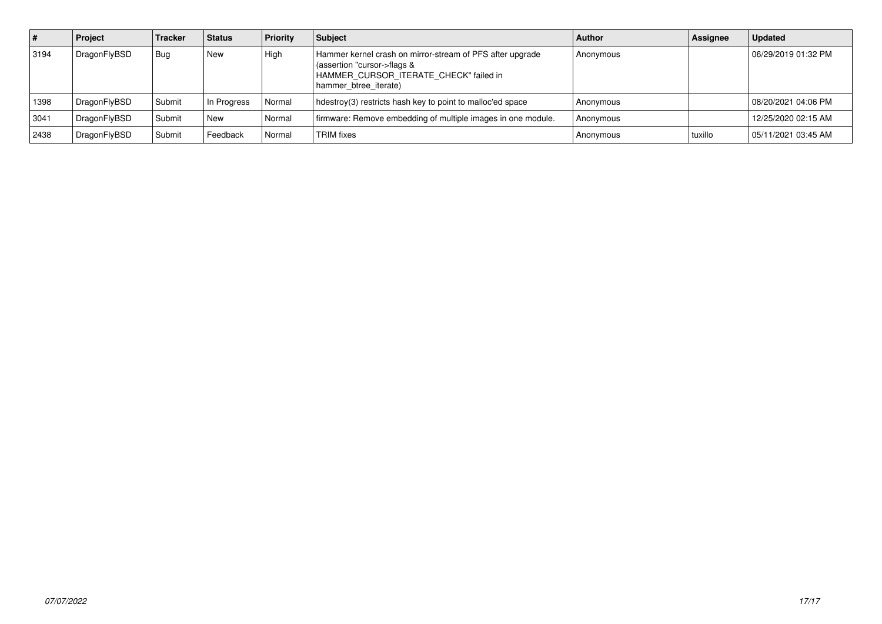| # | Project | Tracker | Status | Priority | Subject | Author | Assignee | Updated |
|---|---|---|---|---|---|---|---|---|
| 3194 | DragonFlyBSD | Bug | New | High | Hammer kernel crash on mirror-stream of PFS after upgrade (assertion "cursor->flags & HAMMER_CURSOR_ITERATE_CHECK" failed in hammer_btree_iterate) | Anonymous | | 06/29/2019 01:32 PM |
| 1398 | DragonFlyBSD | Submit | In Progress | Normal | hdestroy(3) restricts hash key to point to malloc'ed space | Anonymous | | 08/20/2021 04:06 PM |
| 3041 | DragonFlyBSD | Submit | New | Normal | firmware: Remove embedding of multiple images in one module. | Anonymous | | 12/25/2020 02:15 AM |
| 2438 | DragonFlyBSD | Submit | Feedback | Normal | TRIM fixes | Anonymous | tuxillo | 05/11/2021 03:45 AM |